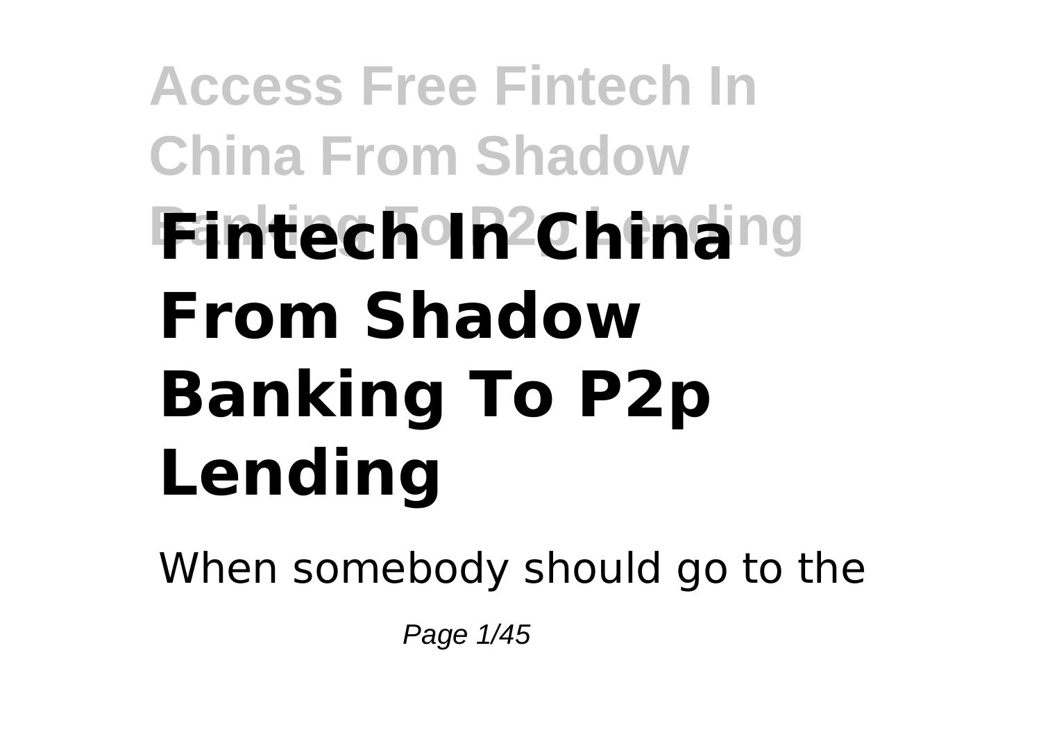# Fintech In China From Shadow Banking To P2p Lending

When somebody should go to the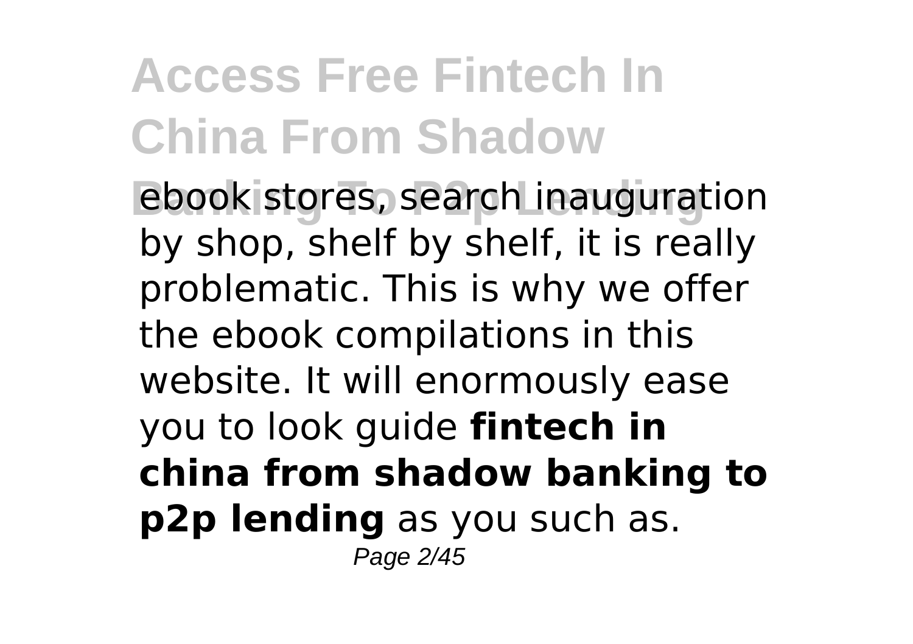ebook stores, search inauguration by shop, shelf by shelf, it is really problematic. This is why we offer the ebook compilations in this website. It will enormously ease you to look guide **fintech in china from shadow banking to p2p lending** as you such as.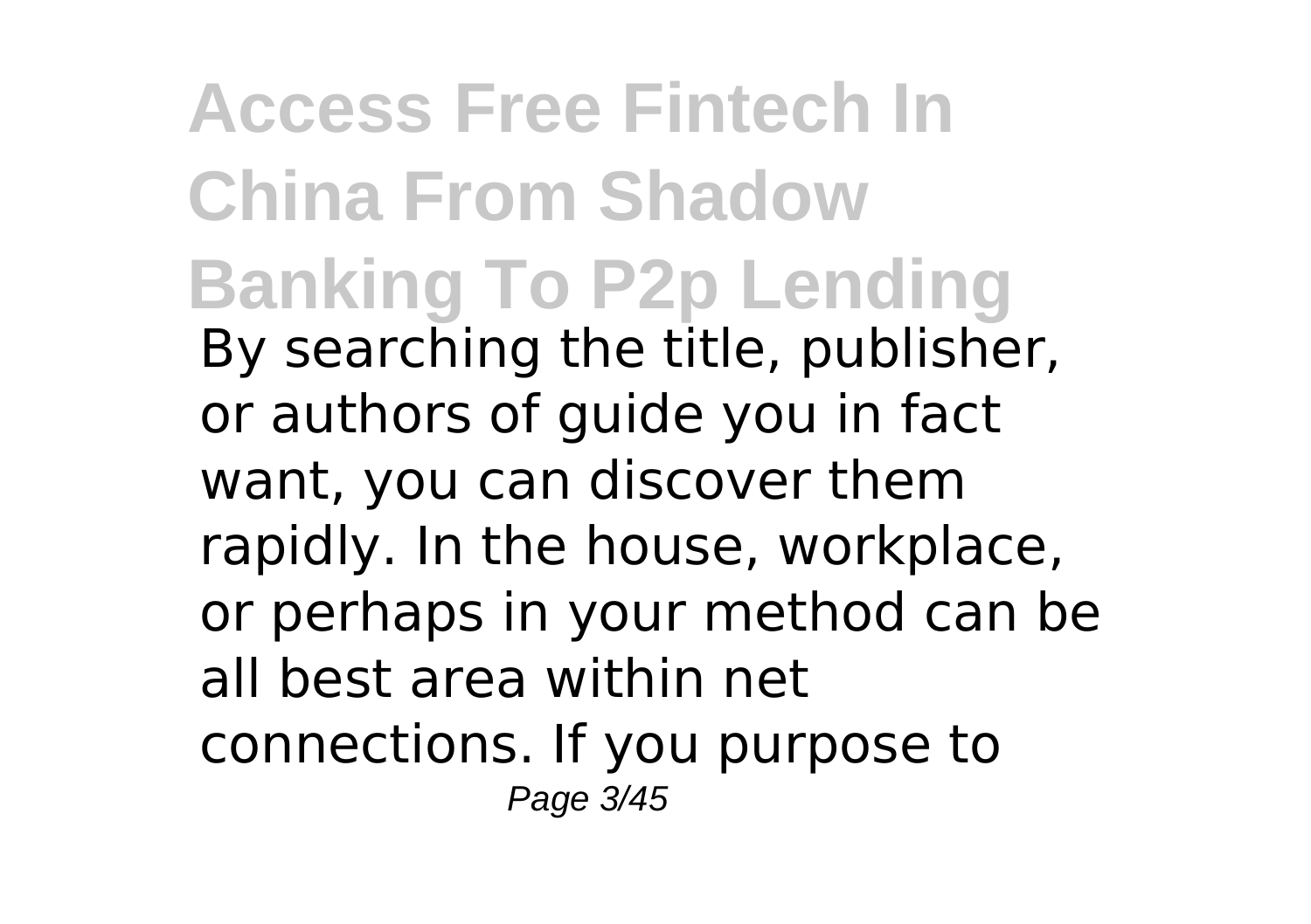# Access Free Fintech In China From Shadow Banking To P2p Lending

By searching the title, publisher, or authors of guide you in fact want, you can discover them rapidly. In the house, workplace, or perhaps in your method can be all best area within net connections. If you purpose to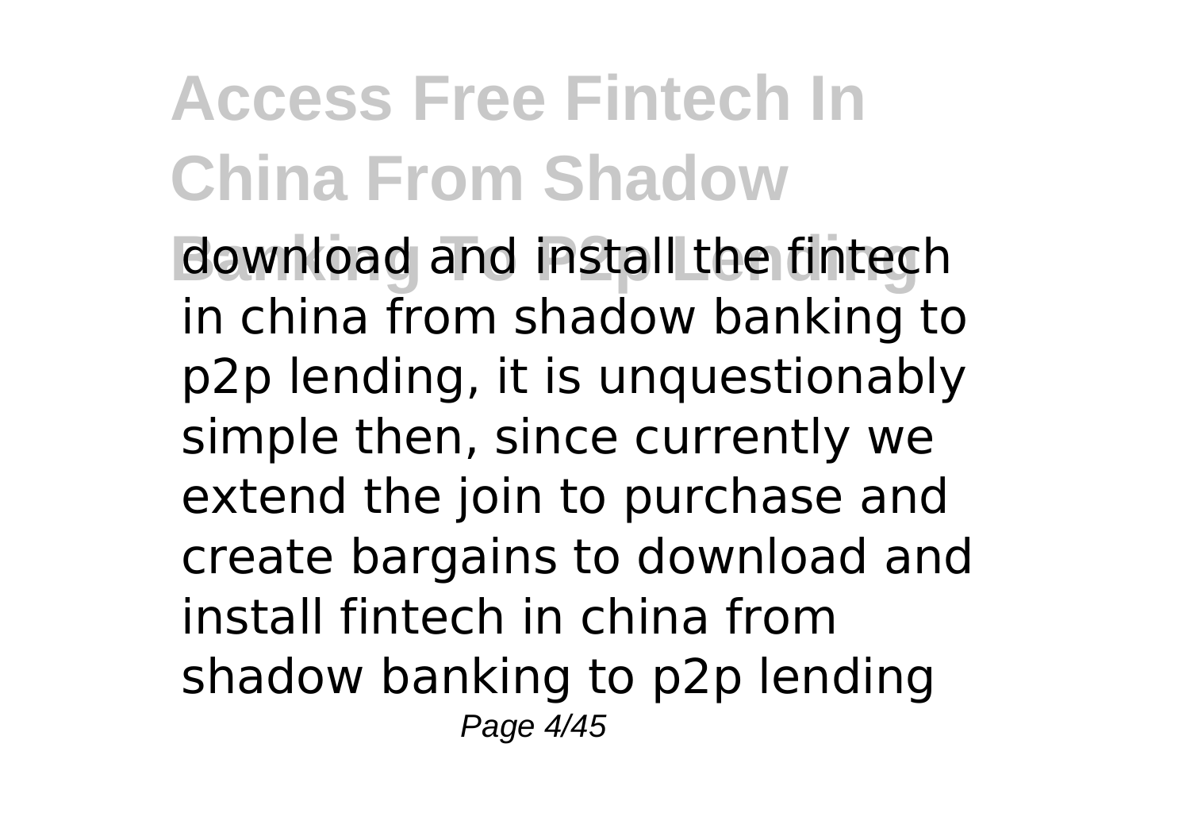download and install the fintech in china from shadow banking to p2p lending, it is unquestionably simple then, since currently we extend the join to purchase and create bargains to download and install fintech in china from shadow banking to p2p lending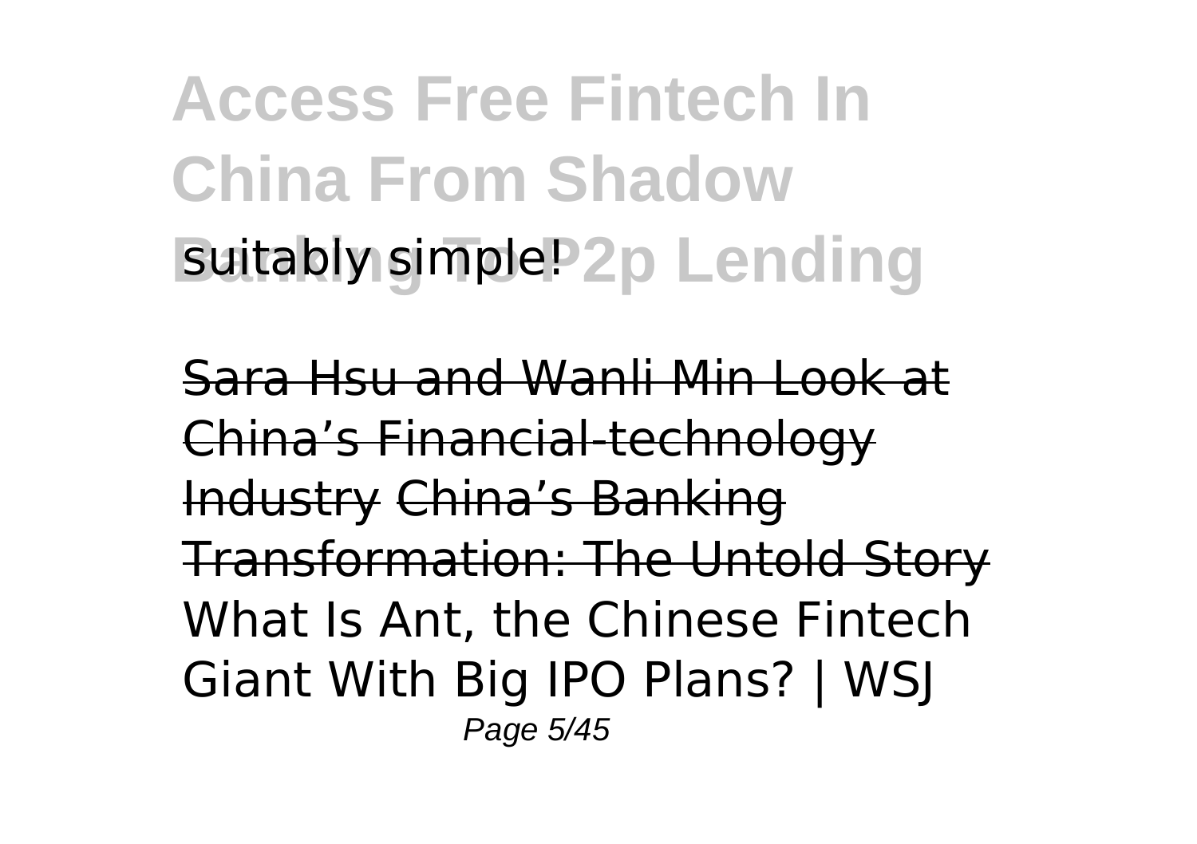suitably simple!

Sara Hsu and Wanli Min Look at China's Financial-technology Industry China's Banking Transformation: The Untold Story What Is Ant, the Chinese Fintech Giant With Big IPO Plans? | WSJ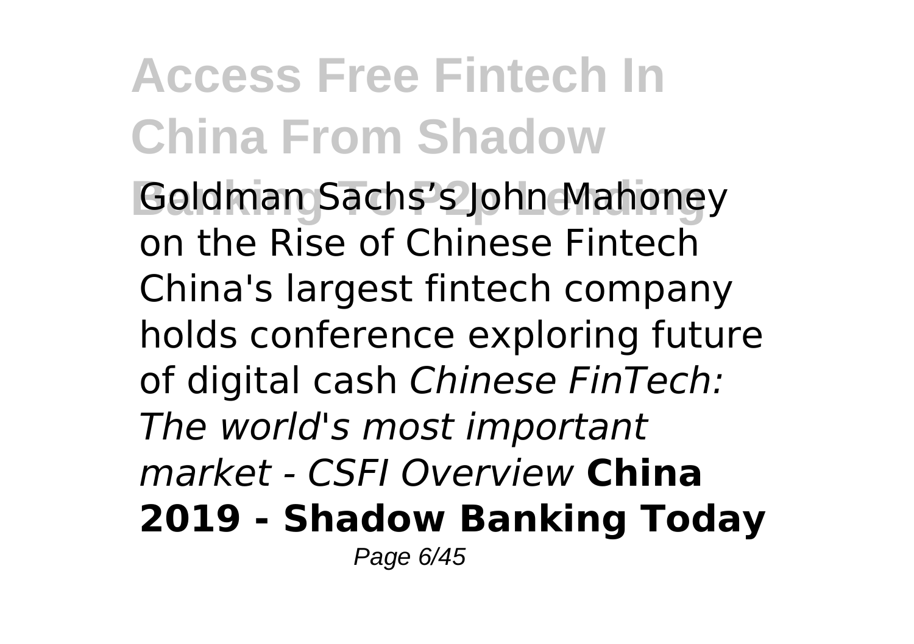Goldman Sachs's John Mahoney on the Rise of Chinese Fintech China's largest fintech company holds conference exploring future of digital cash *Chinese FinTech: The world's most important market - CSFI Overview* **China 2019 - Shadow Banking Today**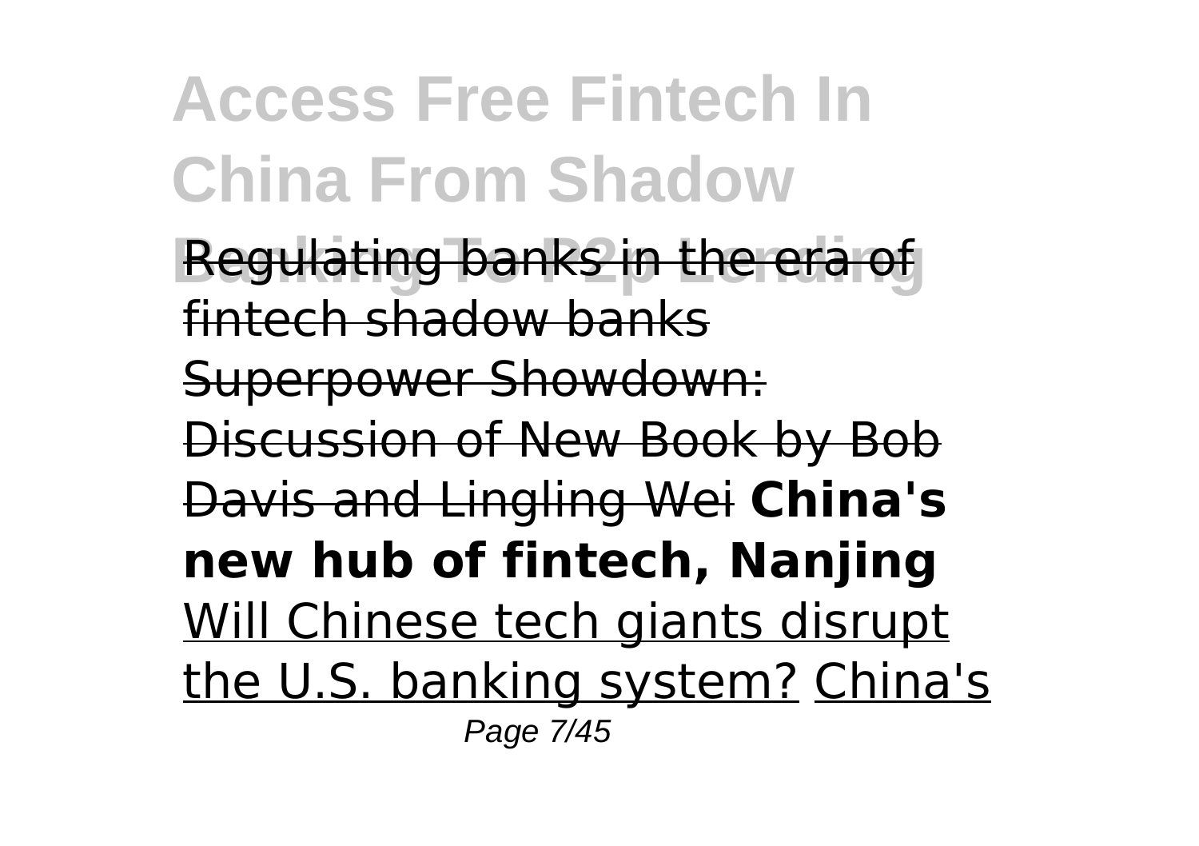Regulating banks in the era of fintech shadow banks Superpower Showdown: Discussion of New Book by Bob Davis and Lingling Wei **China's new hub of fintech, Nanjing** Will Chinese tech giants disrupt the U.S. banking system? China's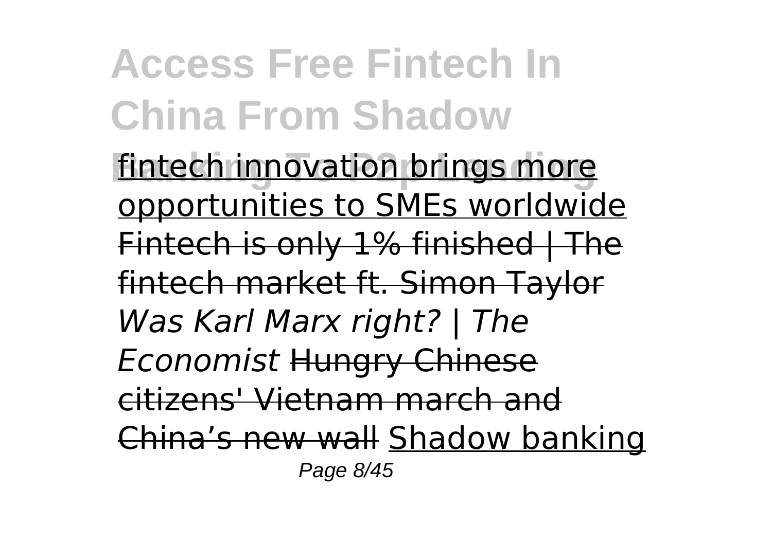fintech innovation brings more opportunities to SMEs worldwide Fintech is only 1% finished | The fintech market ft. Simon Taylor *Was Karl Marx right? | The Economist* Hungry Chinese citizens' Vietnam march and China's new wall Shadow banking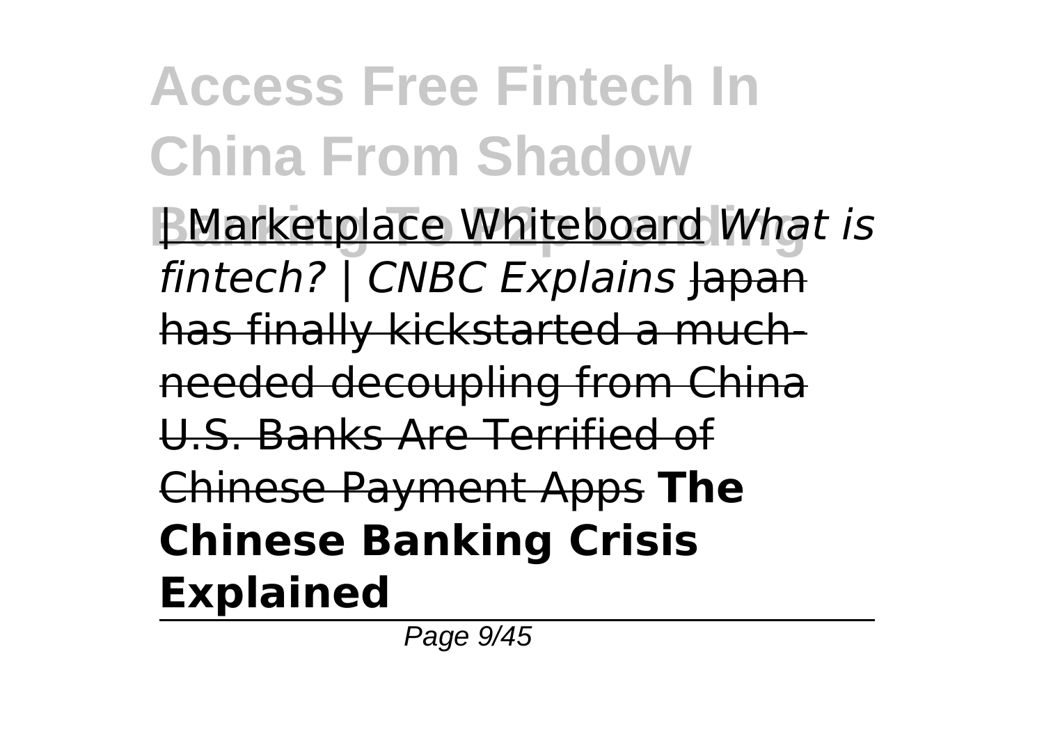| Marketplace Whiteboard *What is fintech? | CNBC Explains* Japan has finally kickstarted a much-needed decoupling from China U.S. Banks Are Terrified of Chinese Payment Apps **The Chinese Banking Crisis Explained**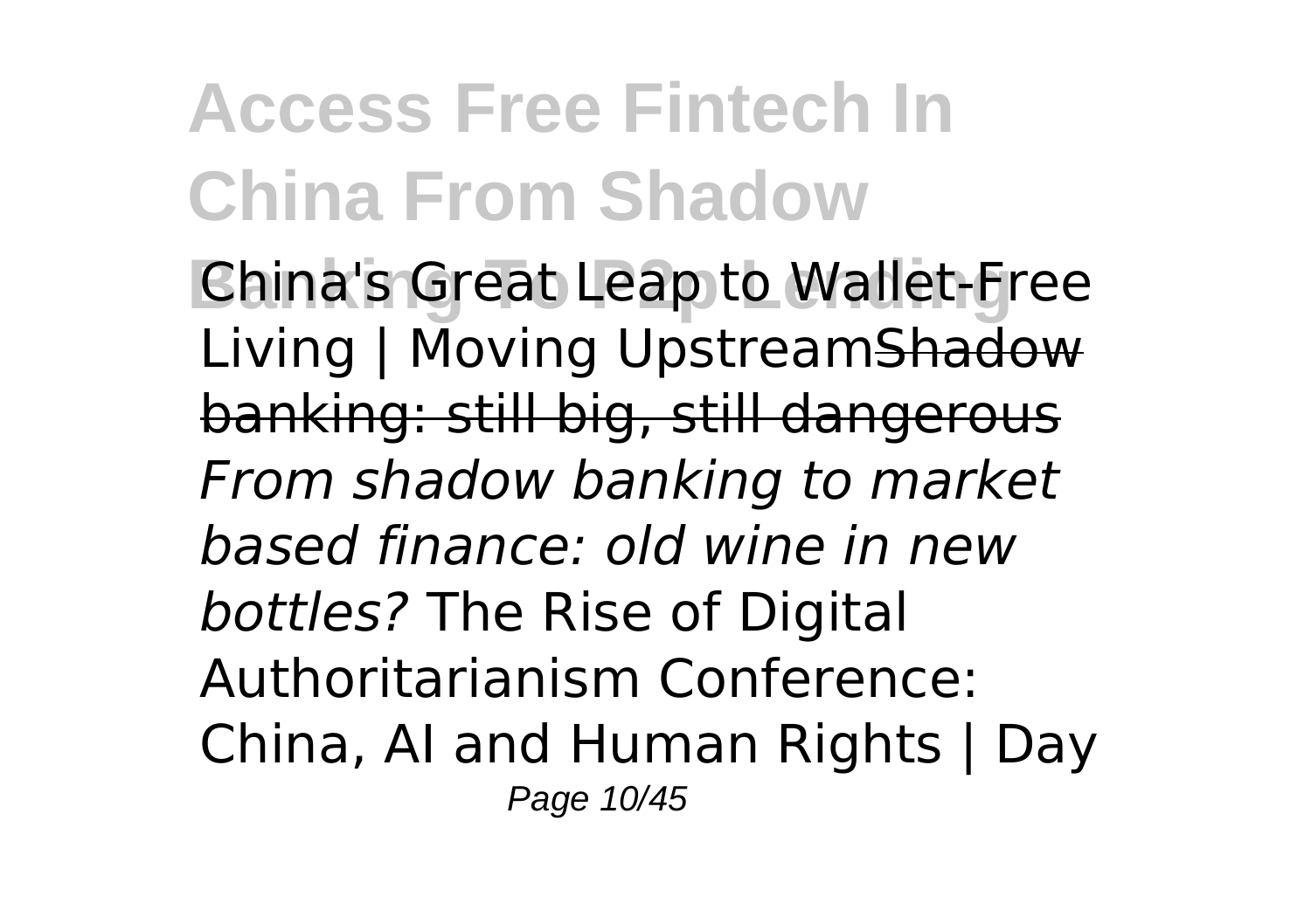China's Great Leap to Wallet-Free Living | Moving Upstream~~Shadow banking: still big, still dangerous~~ *From shadow banking to market based finance: old wine in new bottles?* The Rise of Digital Authoritarianism Conference: China, AI and Human Rights | Day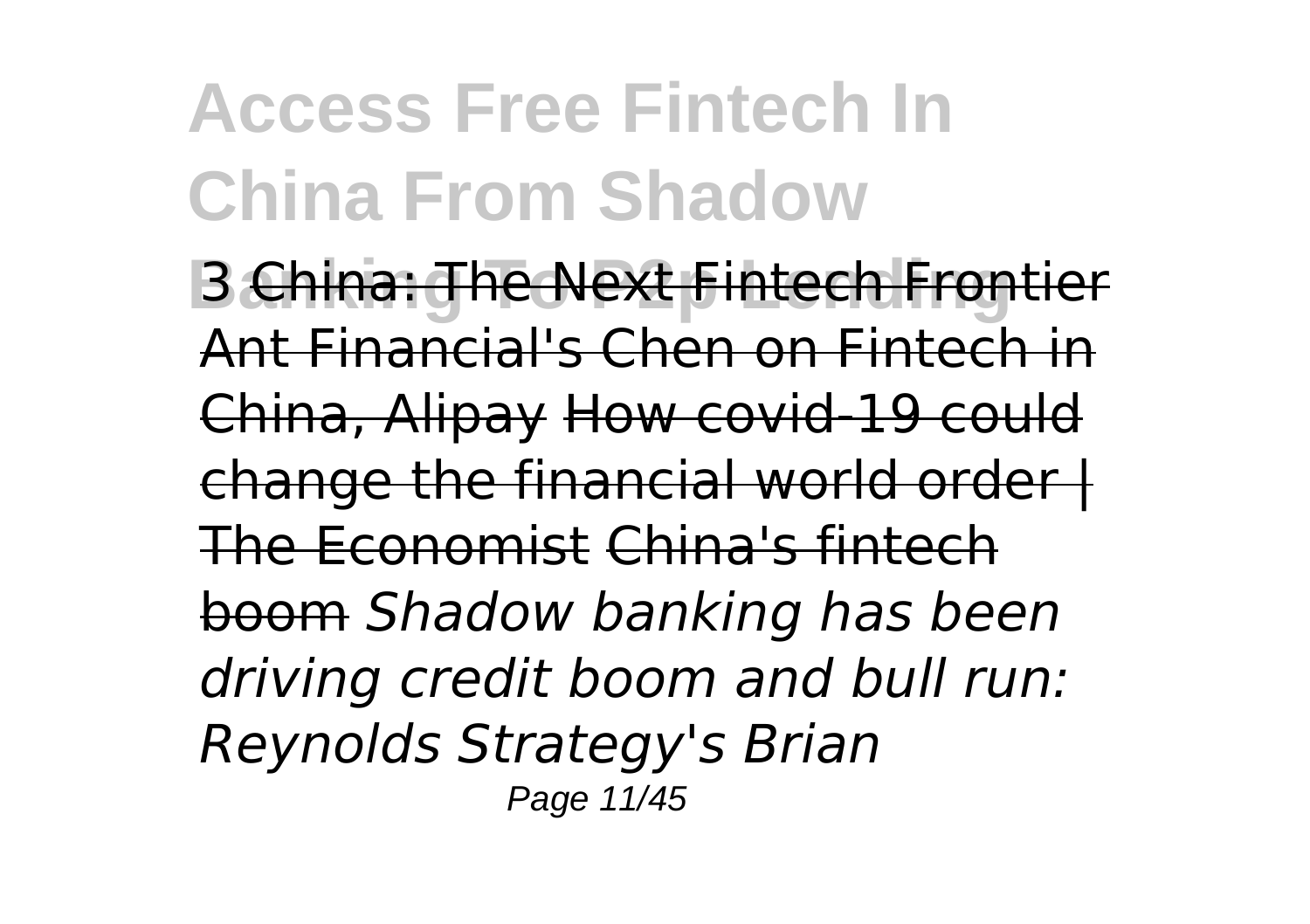# Access Free Fintech In China From Shadow Banking To P2p Lending

3 China: The Next Fintech Frontier Ant Financial's Chen on Fintech in China, Alipay How covid-19 could change the financial world order | The Economist China's fintech boom *Shadow banking has been driving credit boom and bull run: Reynolds Strategy's Brian*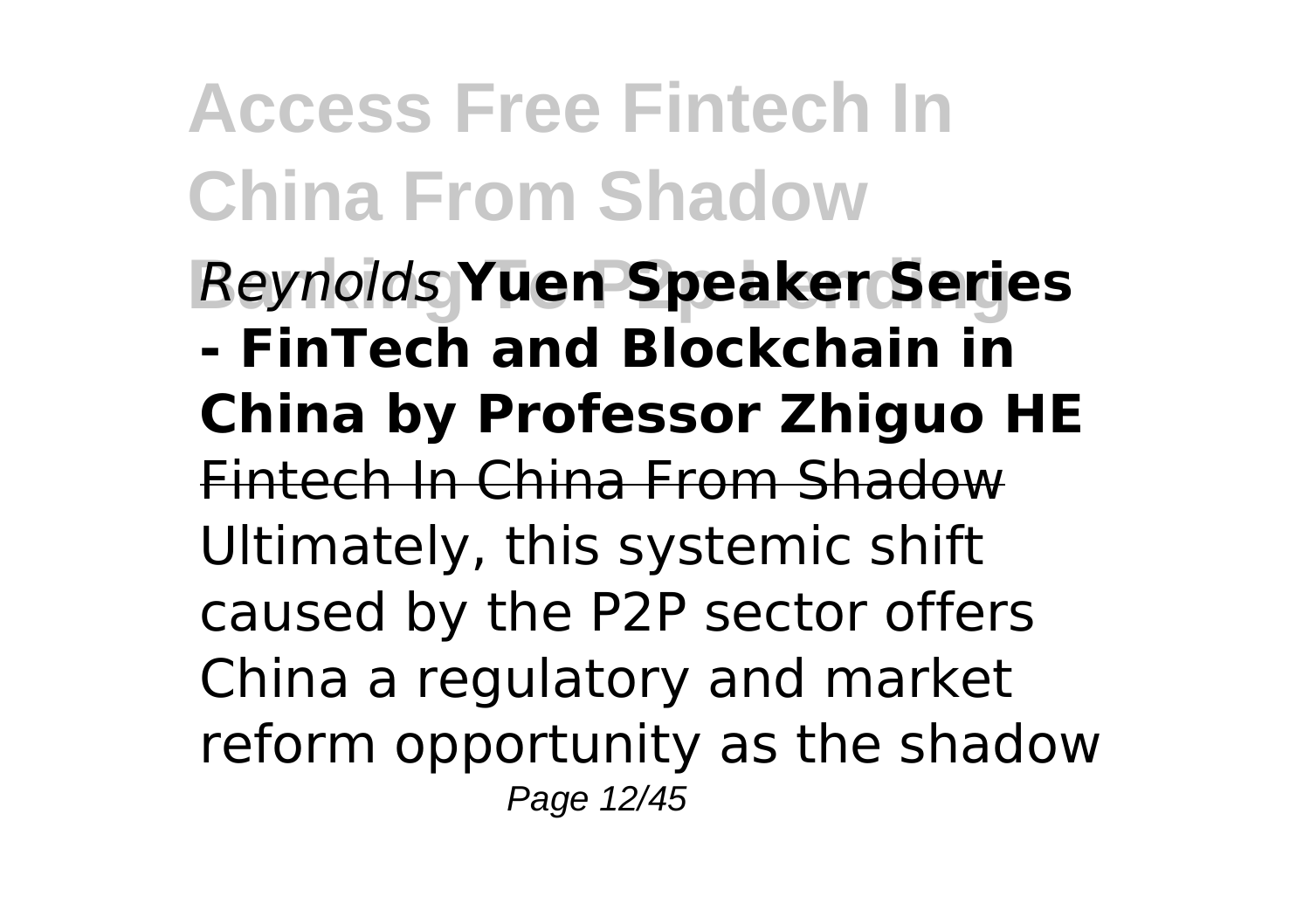*Reynolds* **Yuen Speaker Series - FinTech and Blockchain in China by Professor Zhiguo HE**

Fintech In China From Shadow

Ultimately, this systemic shift caused by the P2P sector offers China a regulatory and market reform opportunity as the shadow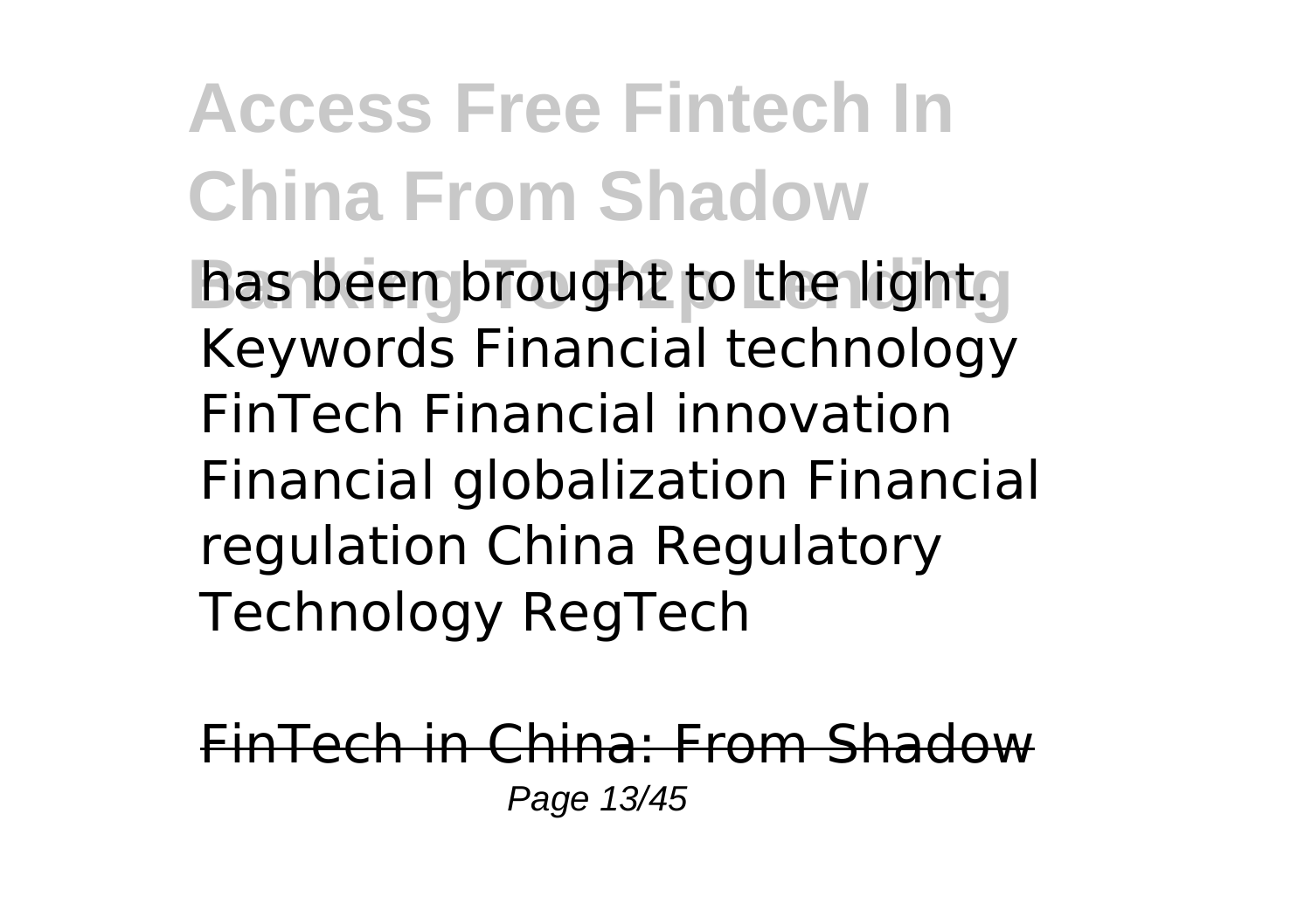has been brought to the light. Keywords Financial technology FinTech Financial innovation Financial globalization Financial regulation China Regulatory Technology RegTech

~~FinTech in China: From Shadow~~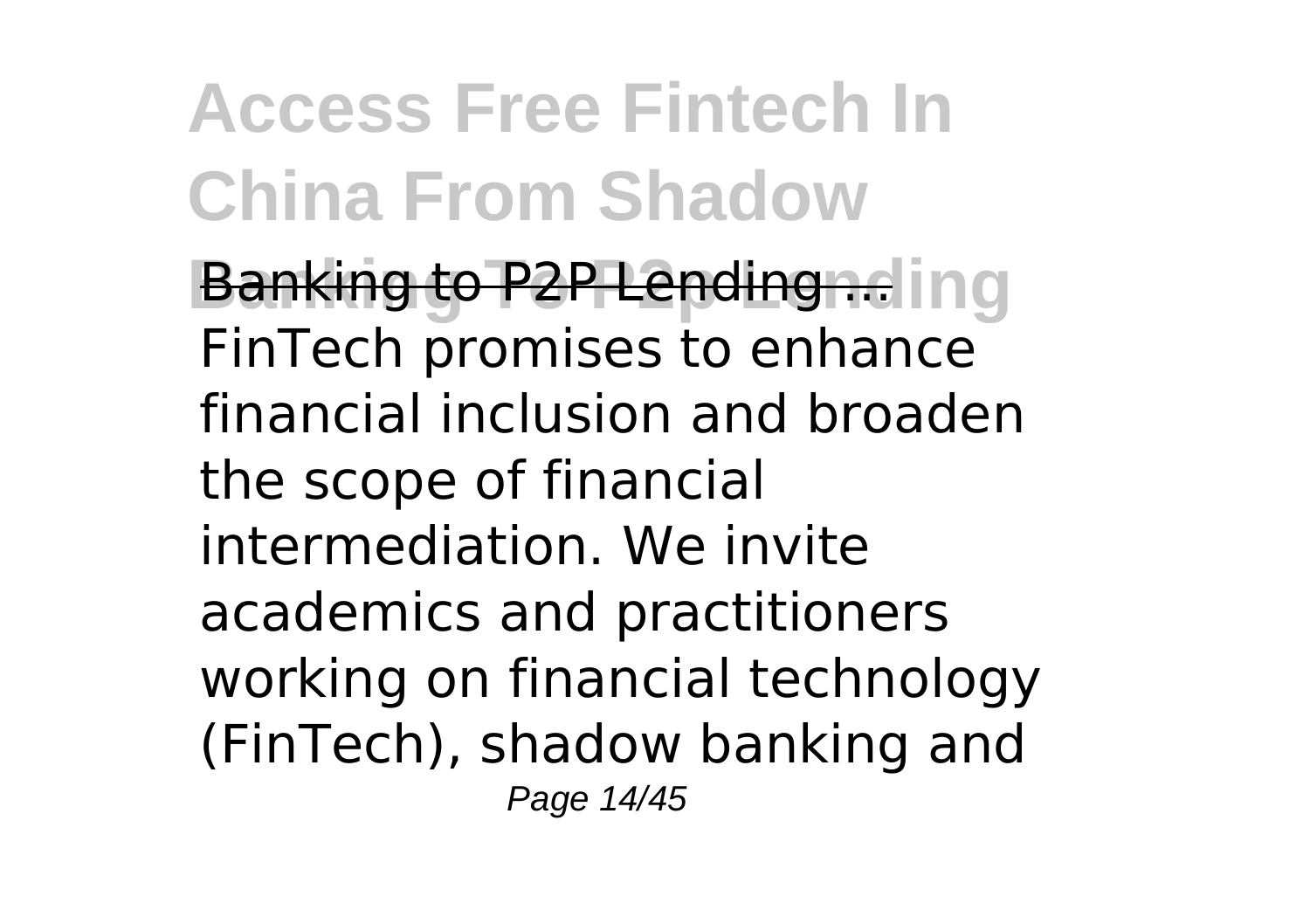**Access Free Fintech In China From Shadow Banking To P2p Lending**

Banking to P2P Lending ...
FinTech promises to enhance financial inclusion and broaden the scope of financial intermediation. We invite academics and practitioners working on financial technology (FinTech), shadow banking and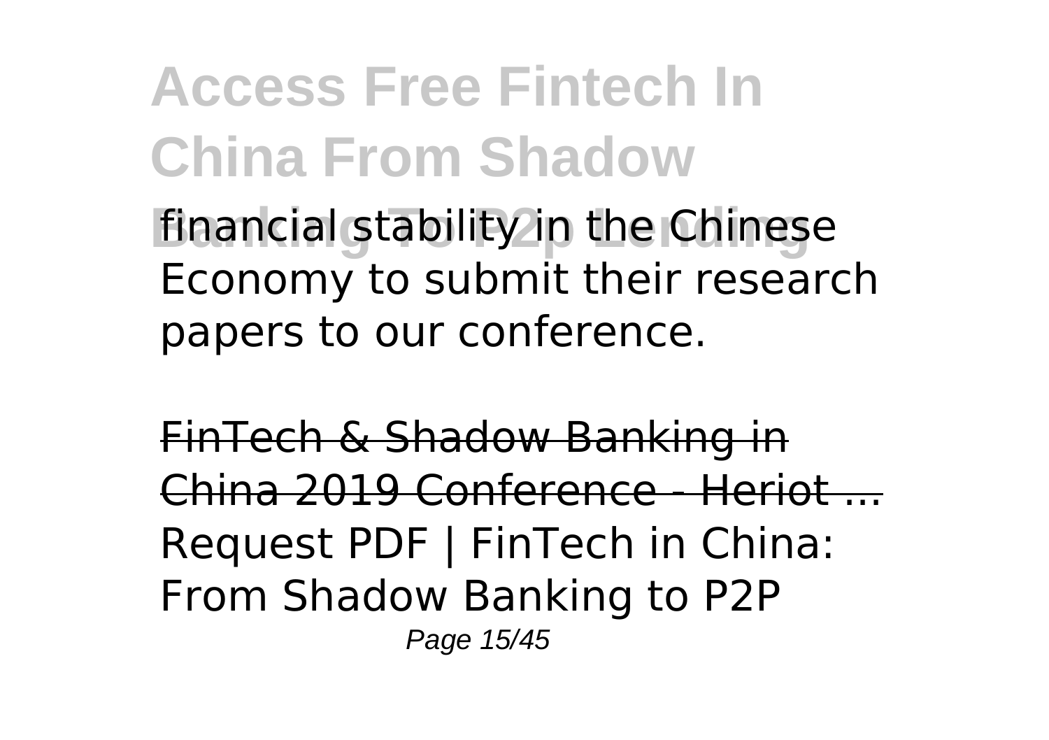financial stability in the Chinese Economy to submit their research papers to our conference.

~~FinTech & Shadow Banking in China 2019 Conference - Heriot ...~~

Request PDF | FinTech in China: From Shadow Banking to P2P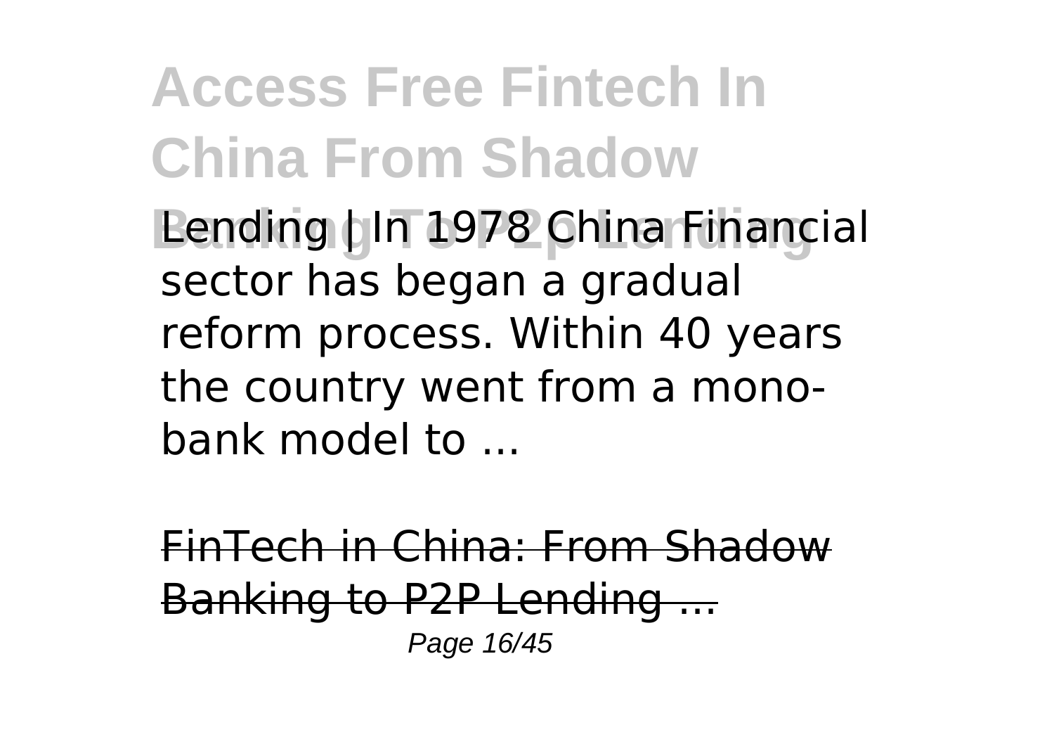Lending | In 1978 China Financial sector has began a gradual reform process. Within 40 years the country went from a mono-bank model to ...

FinTech in China: From Shadow Banking to P2P Lending ...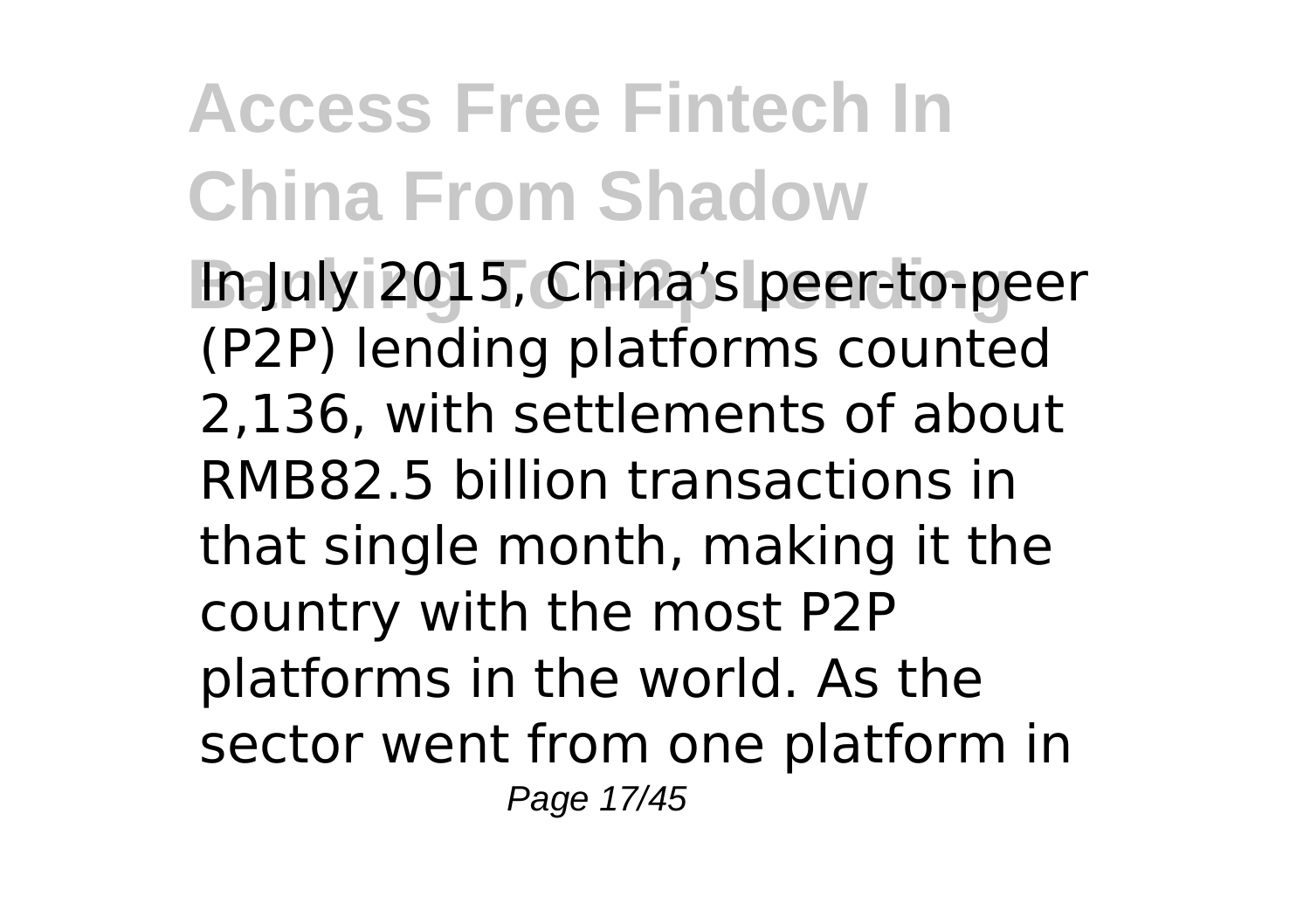In July 2015, China's peer-to-peer (P2P) lending platforms counted 2,136, with settlements of about RMB82.5 billion transactions in that single month, making it the country with the most P2P platforms in the world. As the sector went from one platform in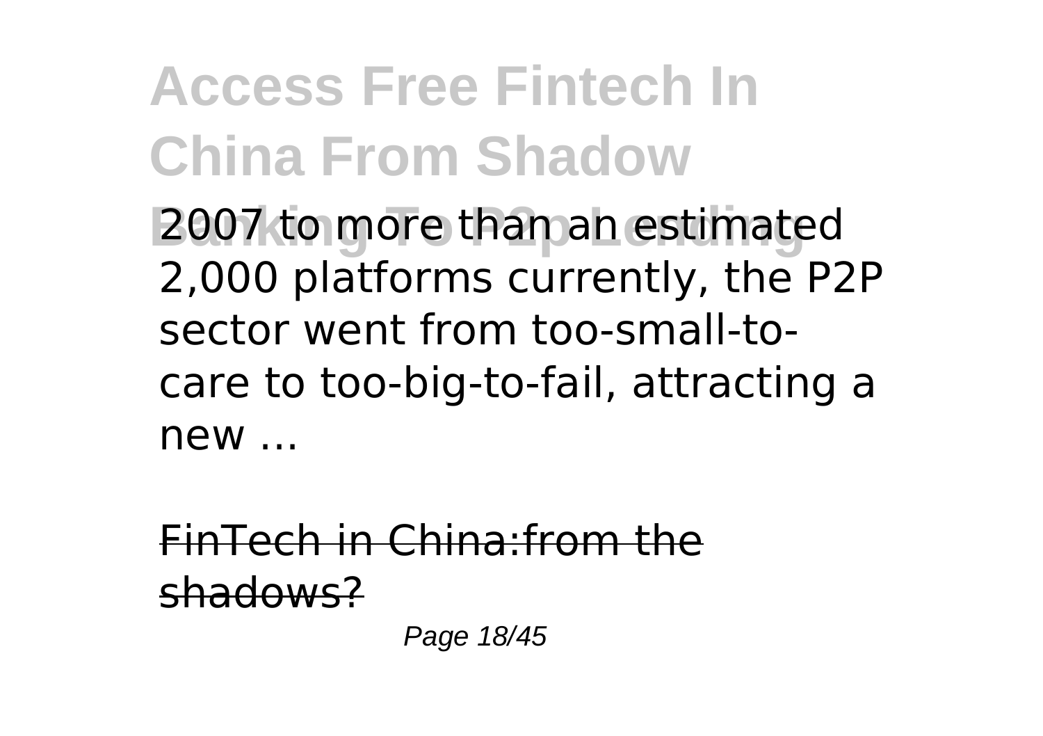2007 to more than an estimated 2,000 platforms currently, the P2P sector went from too-small-to-care to too-big-to-fail, attracting a new ...

FinTech in China:from the shadows?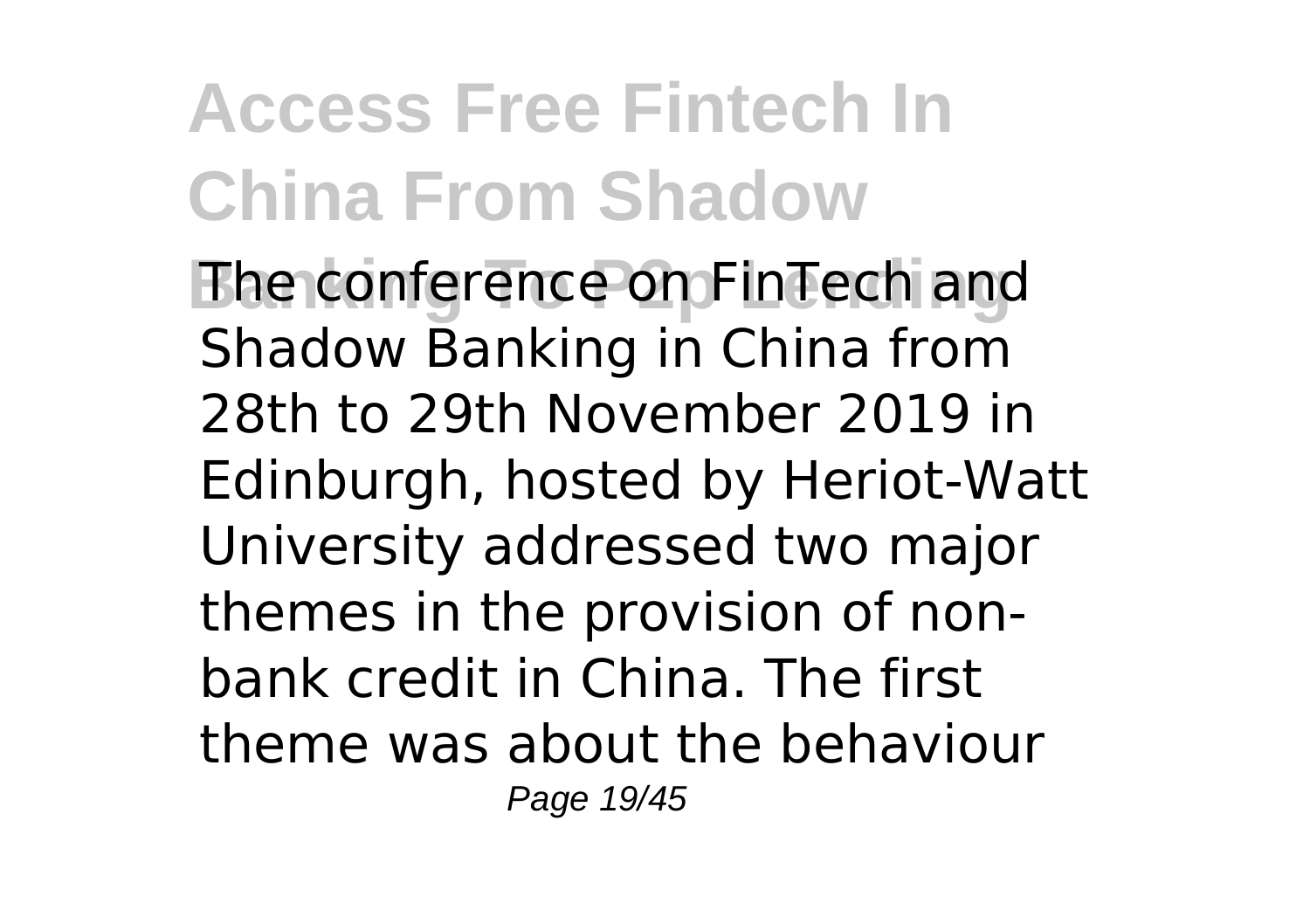The conference on FinTech and Shadow Banking in China from 28th to 29th November 2019 in Edinburgh, hosted by Heriot-Watt University addressed two major themes in the provision of non-bank credit in China. The first theme was about the behaviour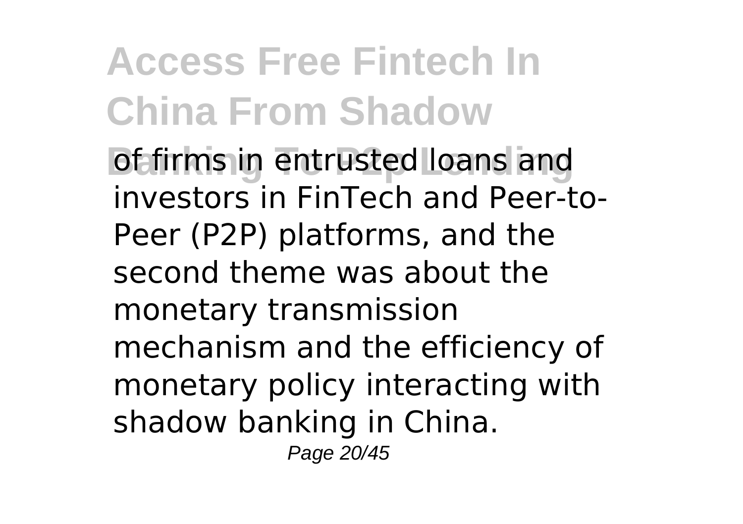of firms in entrusted loans and investors in FinTech and Peer-to-Peer (P2P) platforms, and the second theme was about the monetary transmission mechanism and the efficiency of monetary policy interacting with shadow banking in China.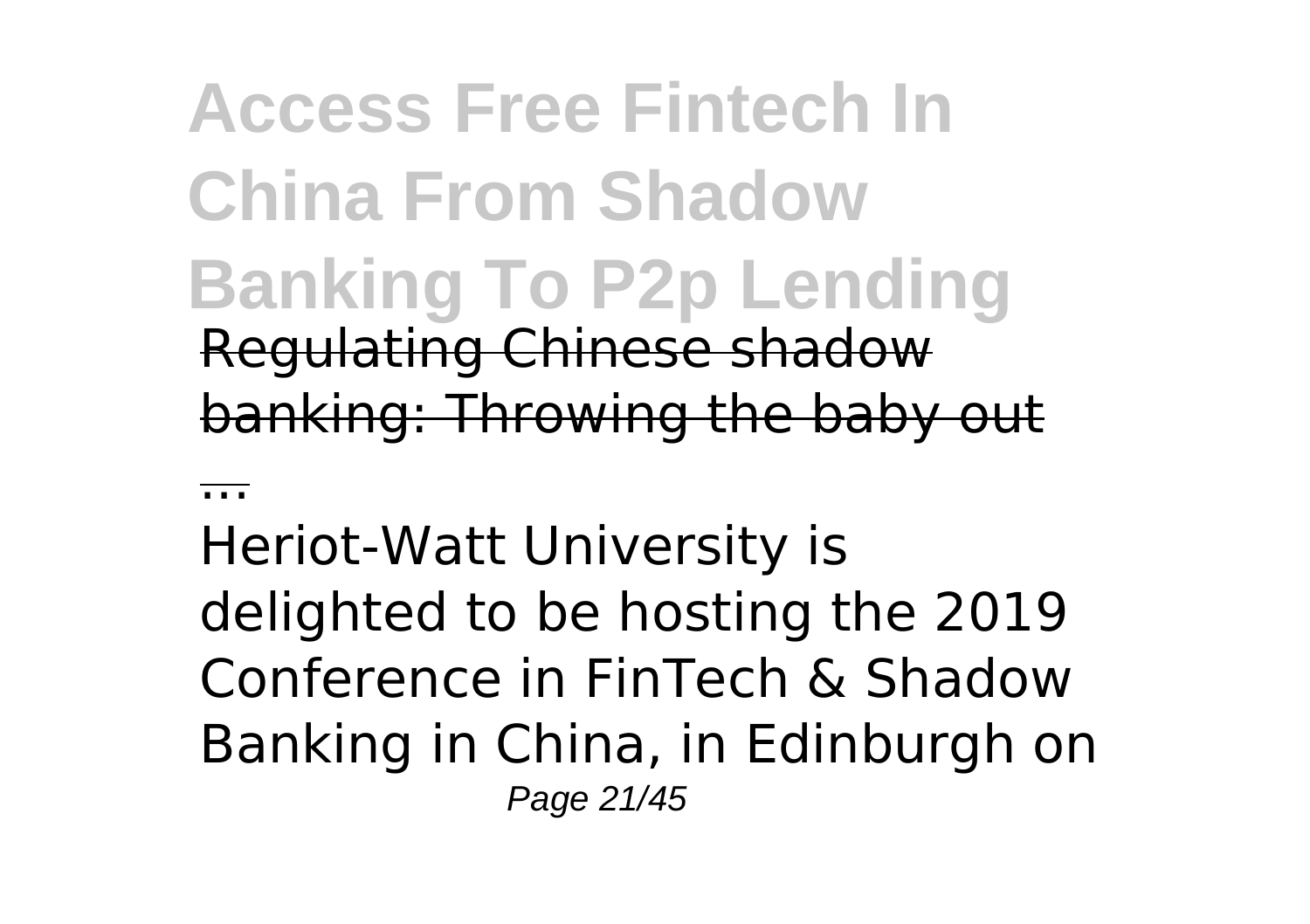Regulating Chinese shadow banking: Throwing the baby out ...

Heriot-Watt University is delighted to be hosting the 2019 Conference in FinTech & Shadow Banking in China, in Edinburgh on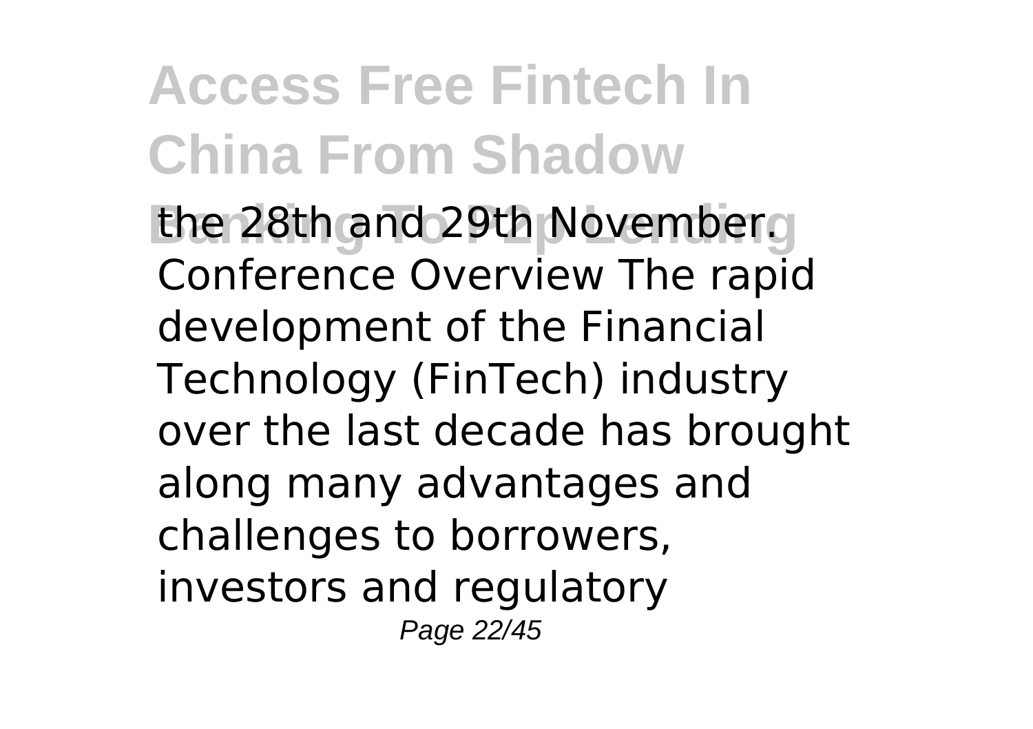the 28th and 29th November. Conference Overview The rapid development of the Financial Technology (FinTech) industry over the last decade has brought along many advantages and challenges to borrowers, investors and regulatory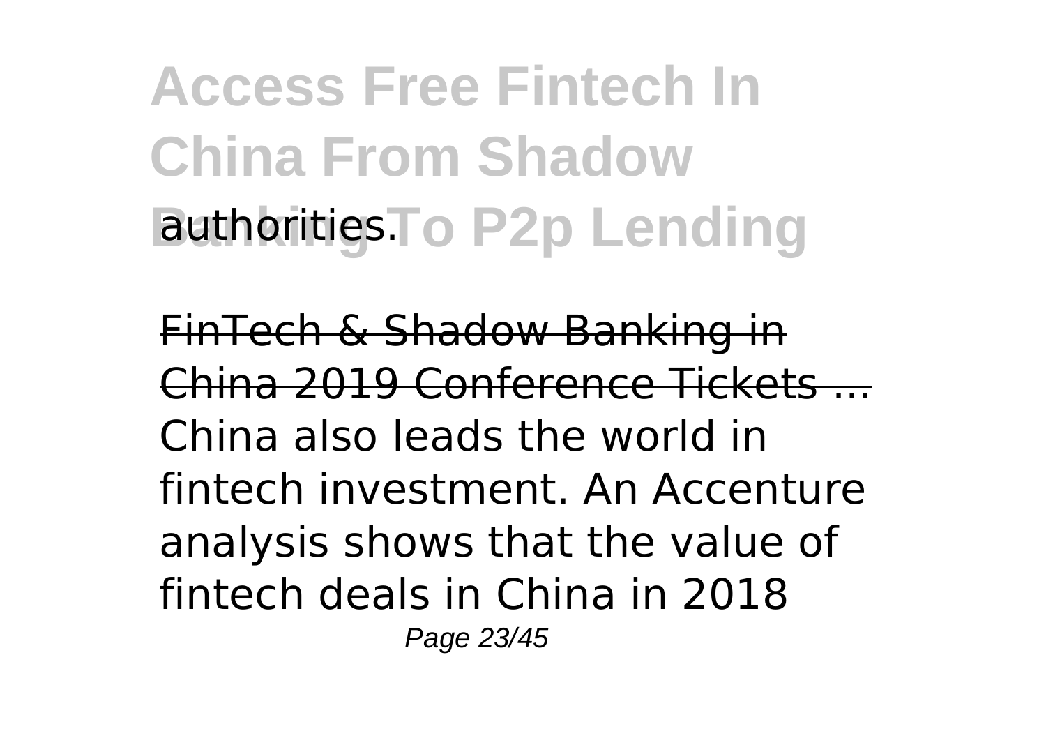authorities.

~~FinTech & Shadow Banking in China 2019 Conference Tickets ...~~

China also leads the world in fintech investment. An Accenture analysis shows that the value of fintech deals in China in 2018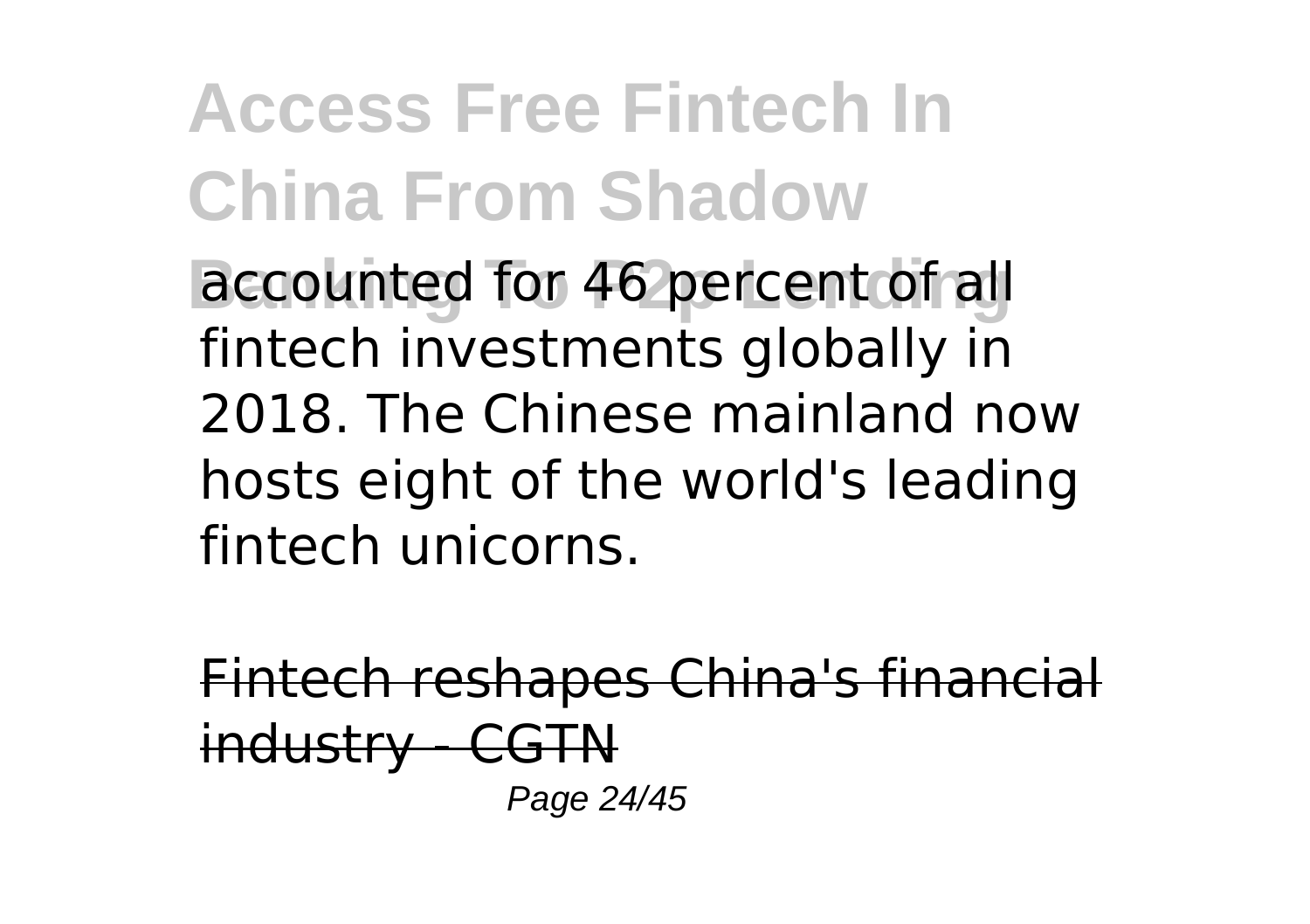accounted for 46 percent of all fintech investments globally in 2018. The Chinese mainland now hosts eight of the world's leading fintech unicorns.

Fintech reshapes China's financial industry - CGTN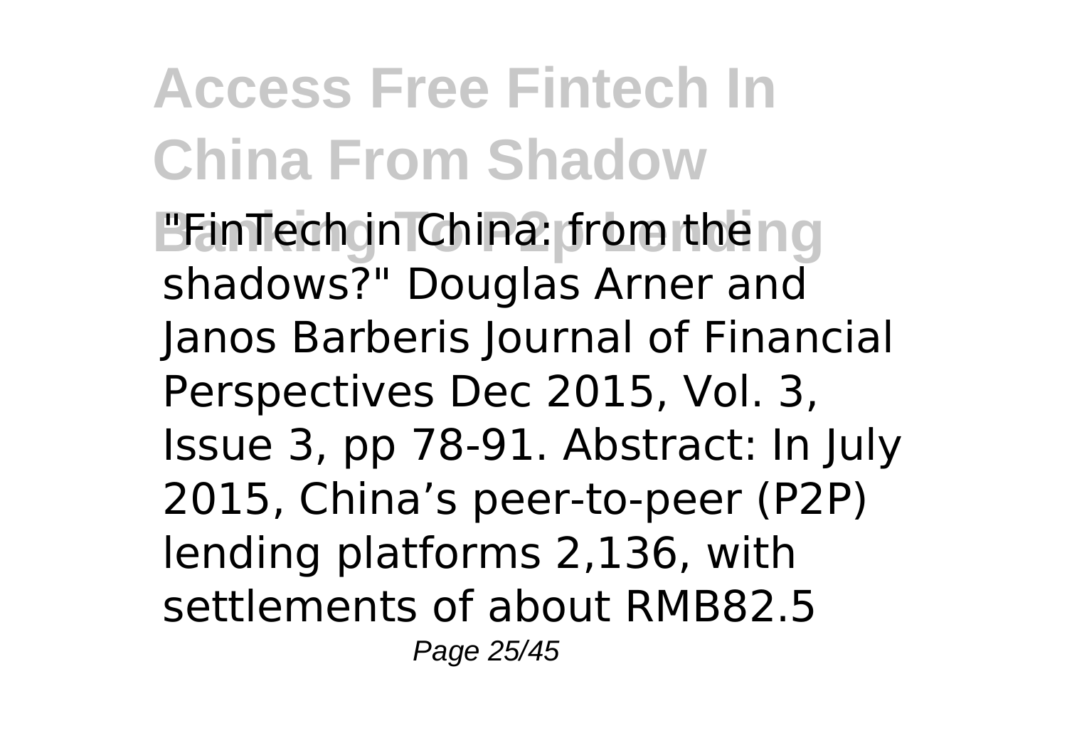"FinTech in China: from the shadows?" Douglas Arner and Janos Barberis Journal of Financial Perspectives Dec 2015, Vol. 3, Issue 3, pp 78-91. Abstract: In July 2015, China's peer-to-peer (P2P) lending platforms 2,136, with settlements of about RMB82.5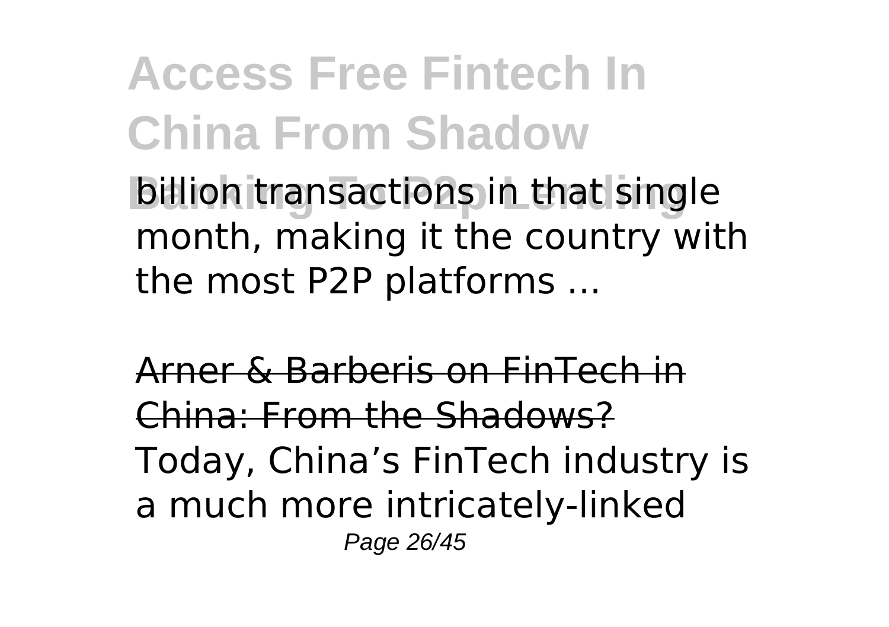billion transactions in that single month, making it the country with the most P2P platforms ...

Arner & Barberis on FinTech in China: From the Shadows?

Today, China's FinTech industry is a much more intricately-linked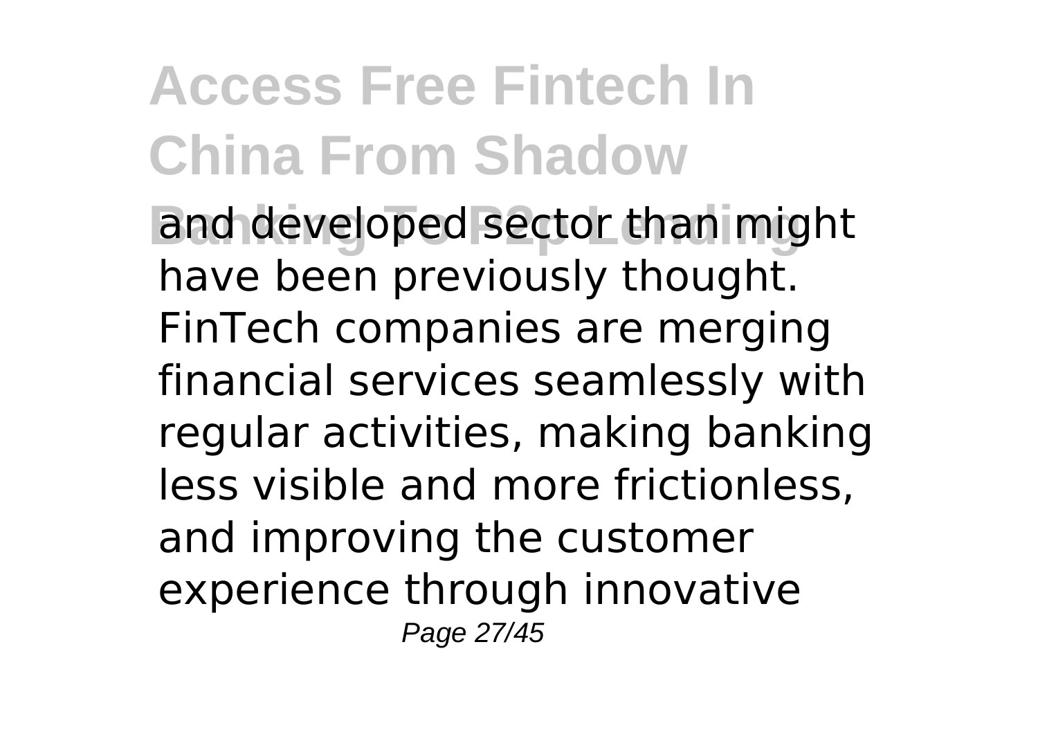and developed sector than might have been previously thought. FinTech companies are merging financial services seamlessly with regular activities, making banking less visible and more frictionless, and improving the customer experience through innovative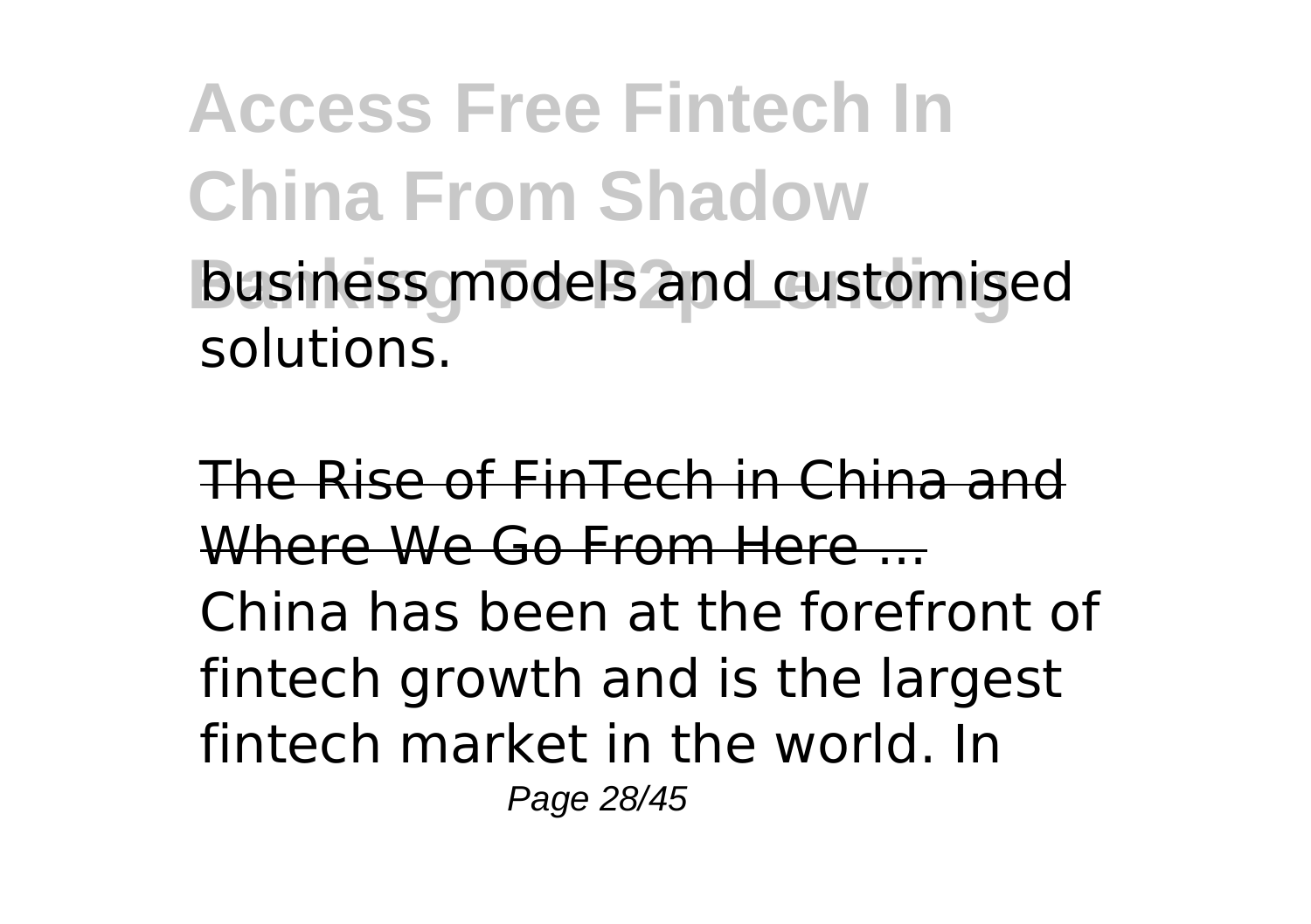business models and customised solutions.

The Rise of FinTech in China and Where We Go From Here ...

China has been at the forefront of fintech growth and is the largest fintech market in the world. In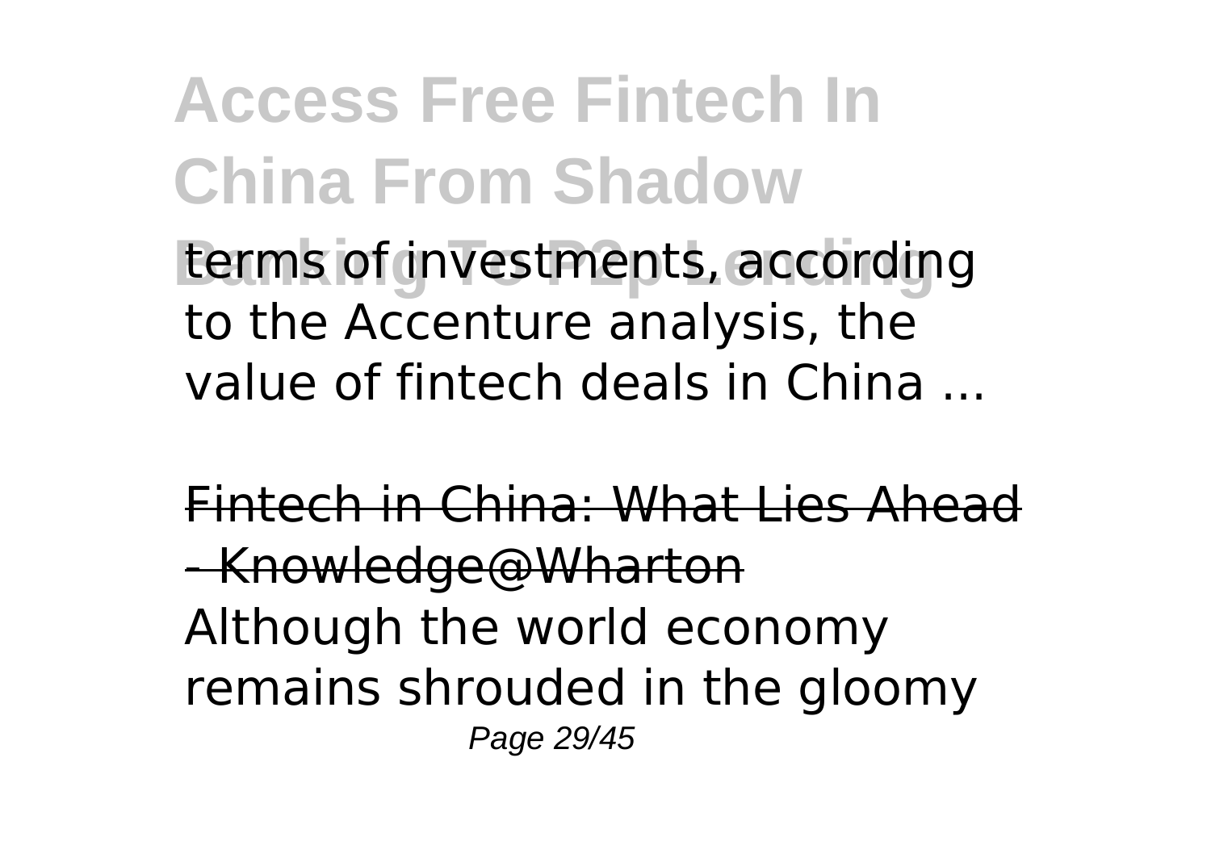terms of investments, according to the Accenture analysis, the value of fintech deals in China ...

Fintech in China: What Lies Ahead - Knowledge@Wharton

Although the world economy remains shrouded in the gloomy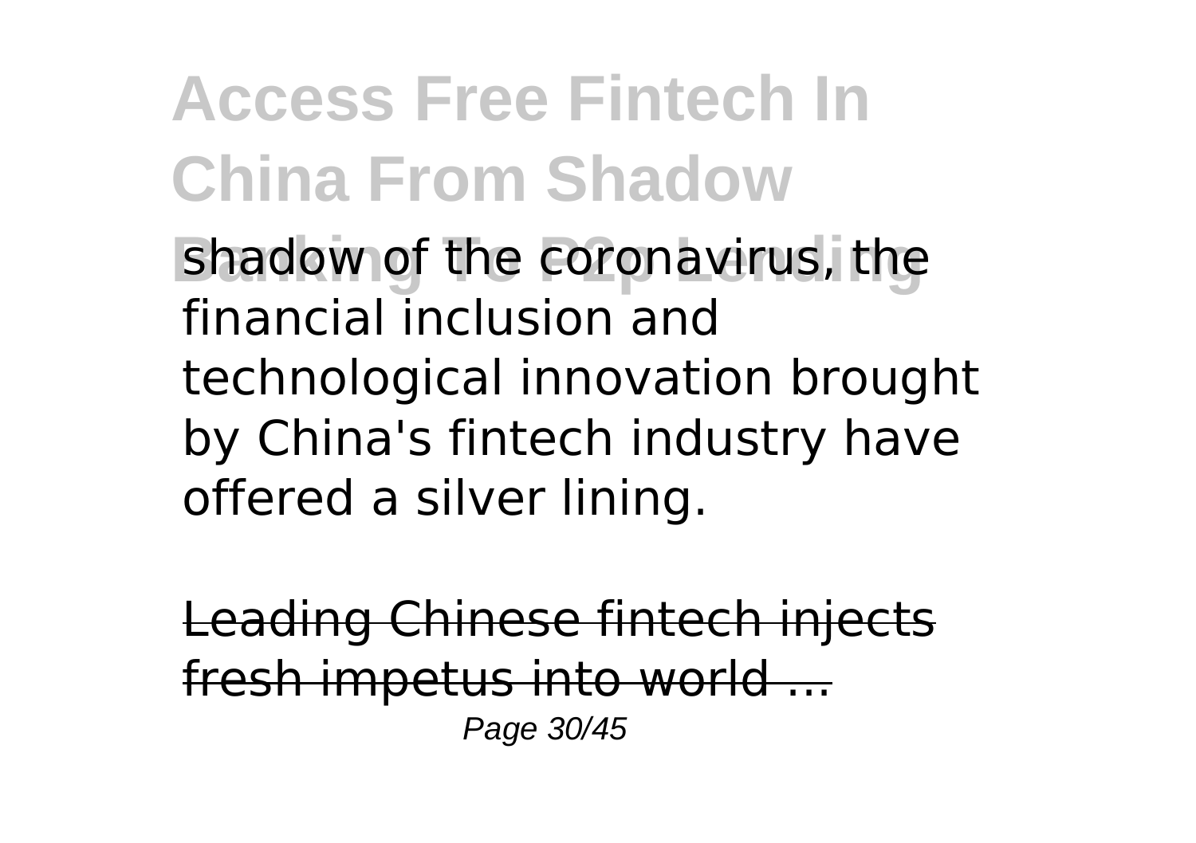shadow of the coronavirus, the financial inclusion and technological innovation brought by China's fintech industry have offered a silver lining.

Leading Chinese fintech injects fresh impetus into world ...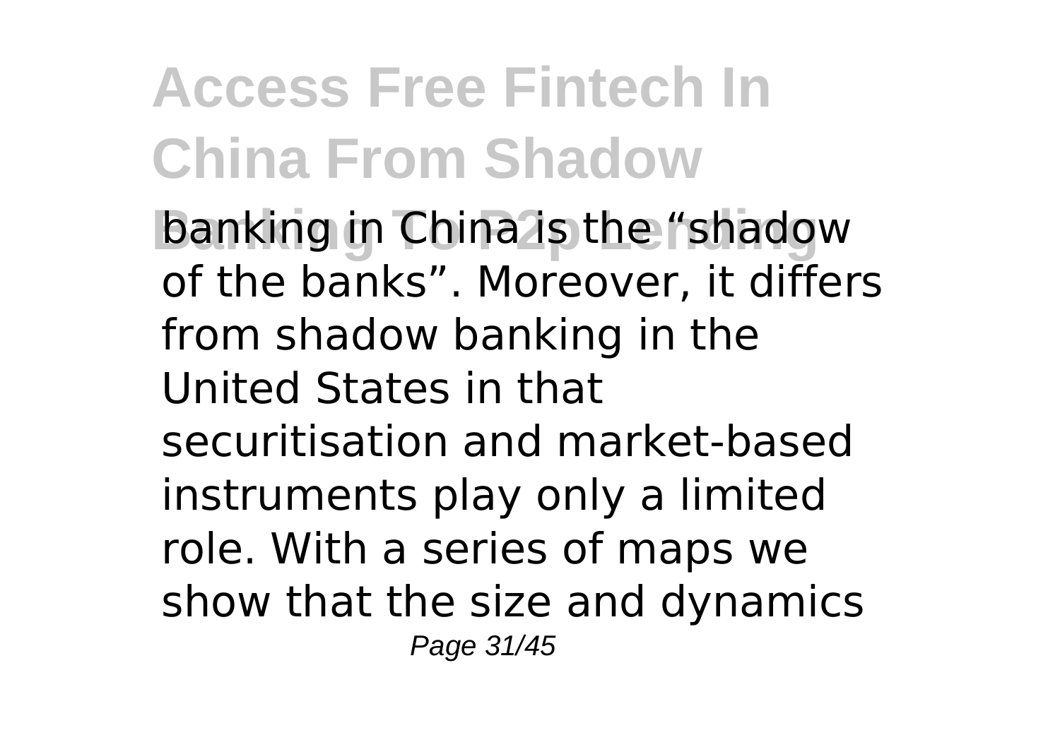banking in China is the "shadow of the banks". Moreover, it differs from shadow banking in the United States in that securitisation and market-based instruments play only a limited role. With a series of maps we show that the size and dynamics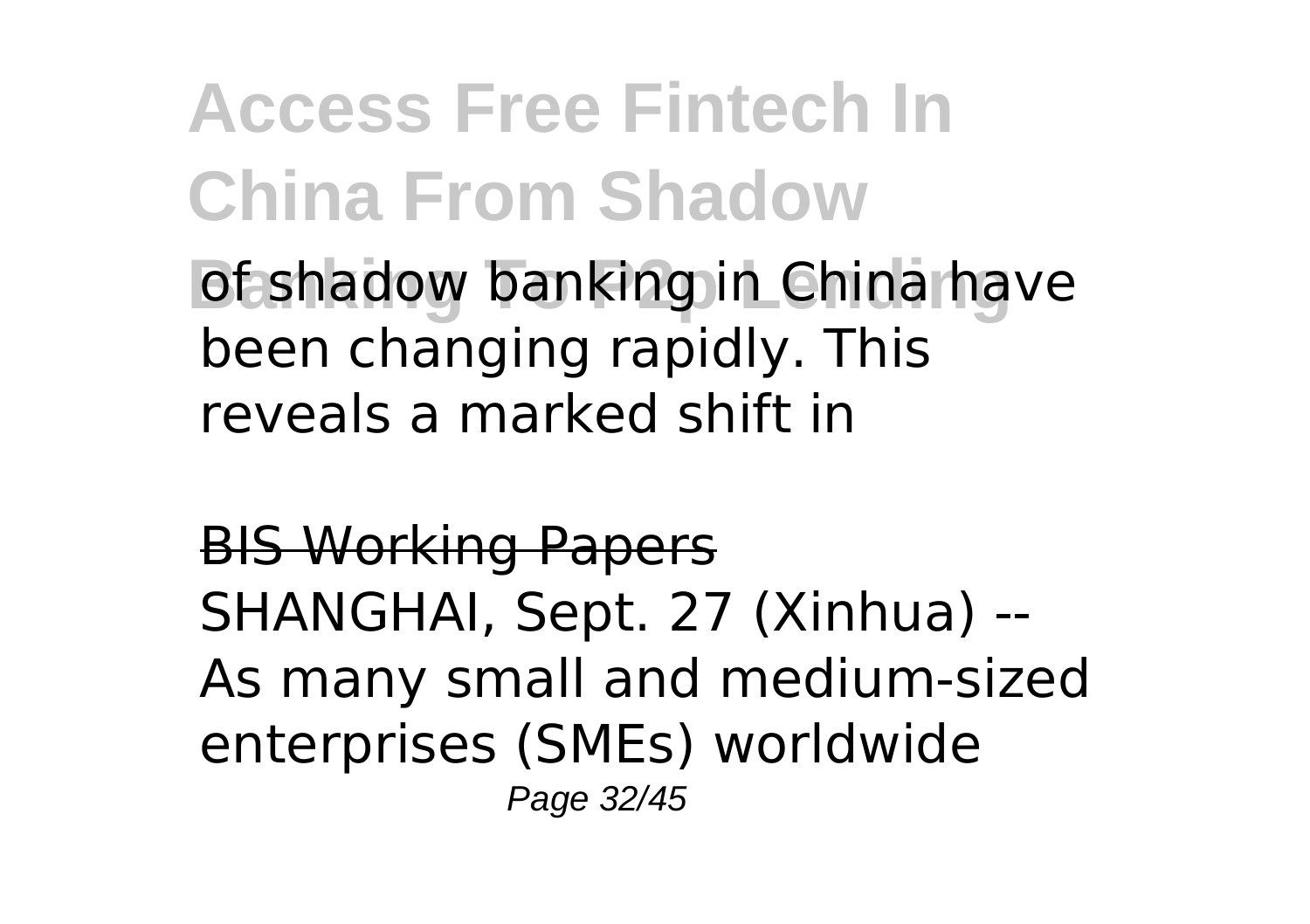of shadow banking in China have been changing rapidly. This reveals a marked shift in

BIS Working Papers

SHANGHAI, Sept. 27 (Xinhua) -- As many small and medium-sized enterprises (SMEs) worldwide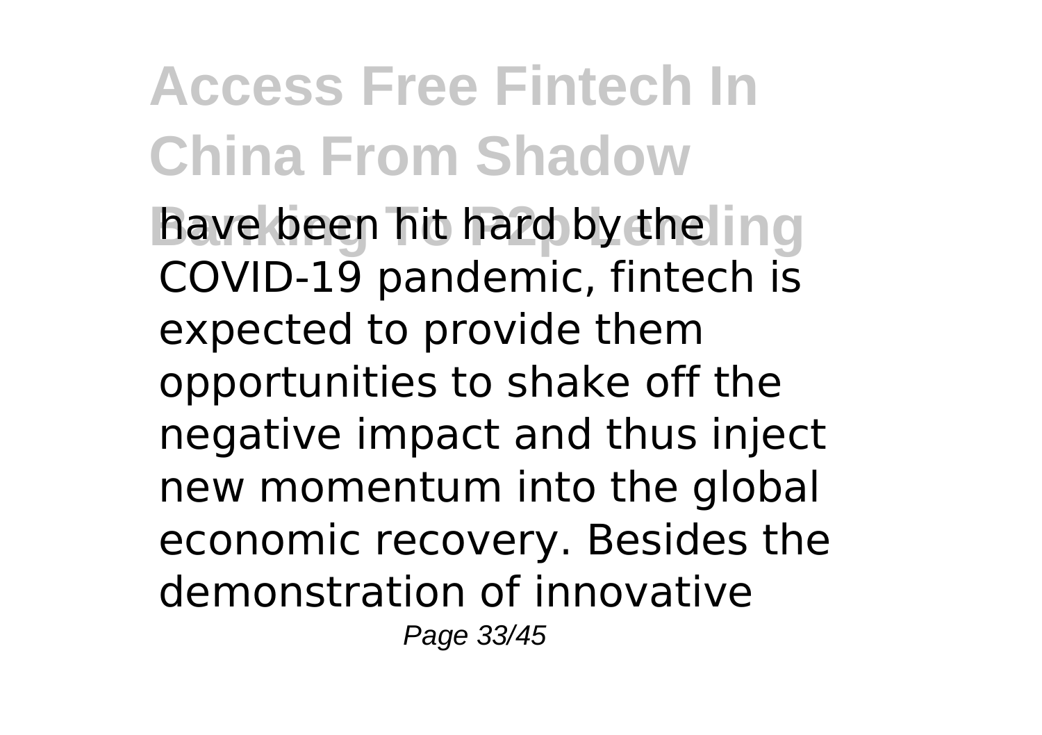have been hit hard by the COVID-19 pandemic, fintech is expected to provide them opportunities to shake off the negative impact and thus inject new momentum into the global economic recovery. Besides the demonstration of innovative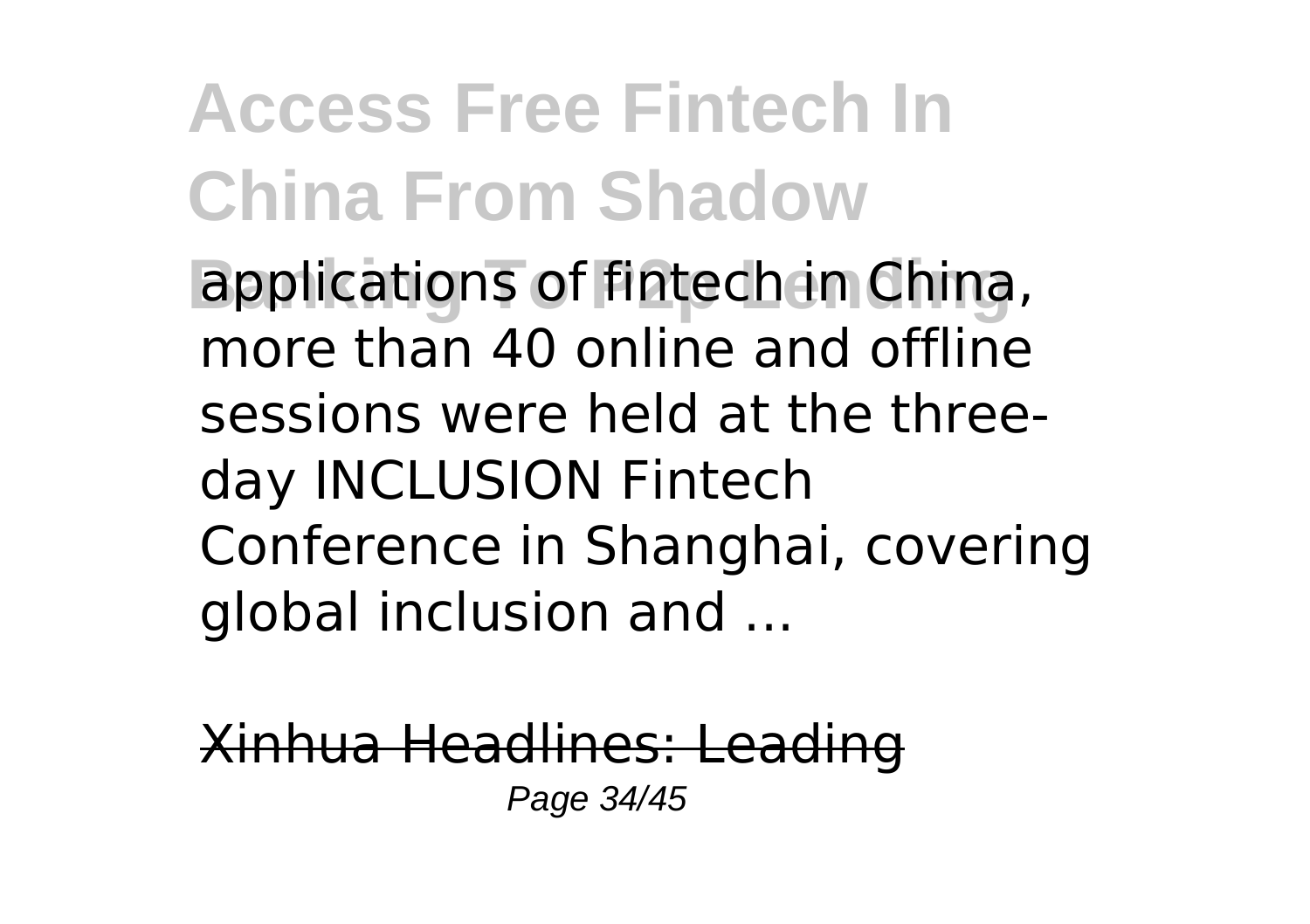applications of fintech in China, more than 40 online and offline sessions were held at the three-day INCLUSION Fintech Conference in Shanghai, covering global inclusion and ...

Xinhua Headlines: Leading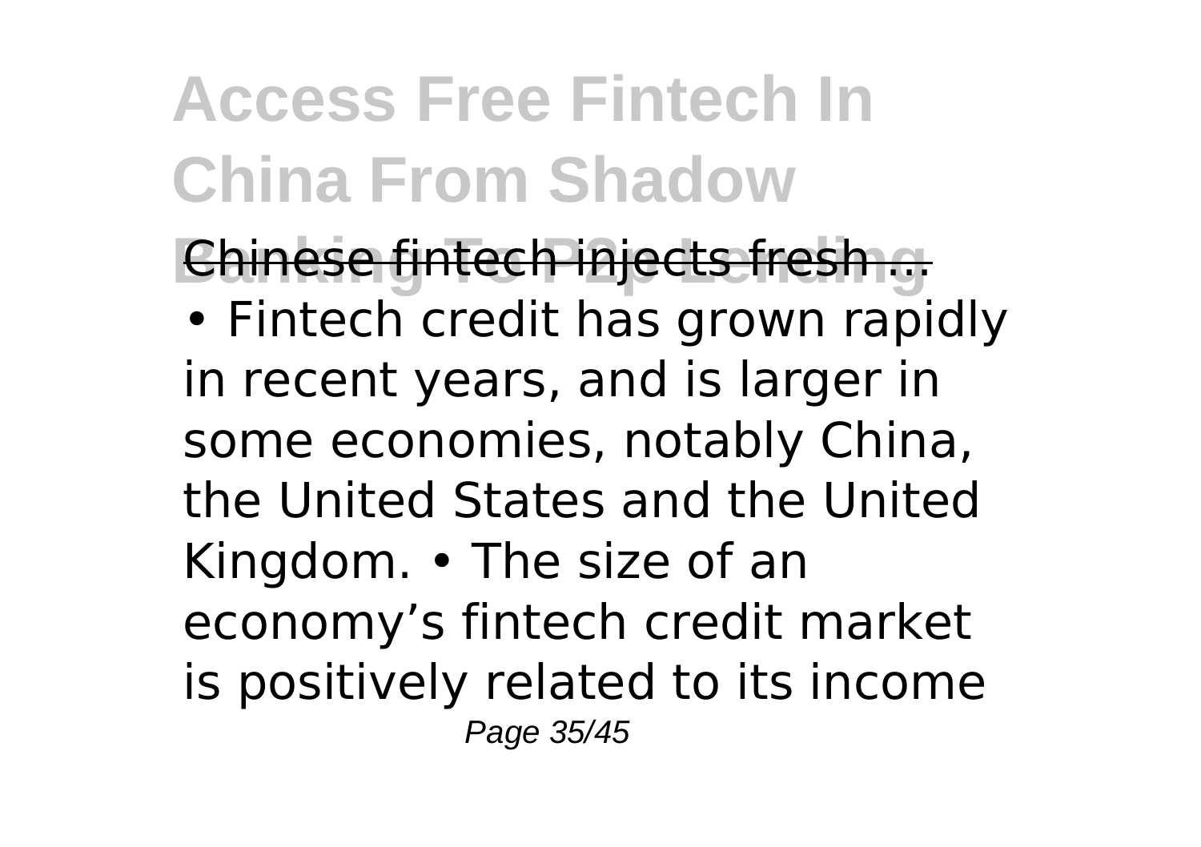Chinese fintech injects fresh ...

• Fintech credit has grown rapidly in recent years, and is larger in some economies, notably China, the United States and the United Kingdom. • The size of an economy's fintech credit market is positively related to its income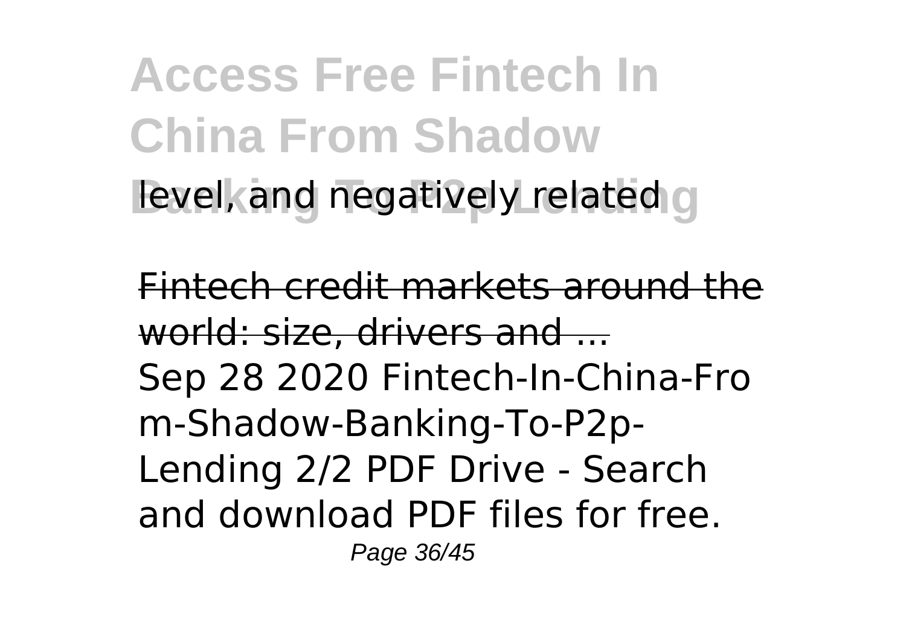level, and negatively related

Fintech credit markets around the world: size, drivers and ...

Sep 28 2020 Fintech-In-China-From-Shadow-Banking-To-P2p-Lending 2/2 PDF Drive - Search and download PDF files for free.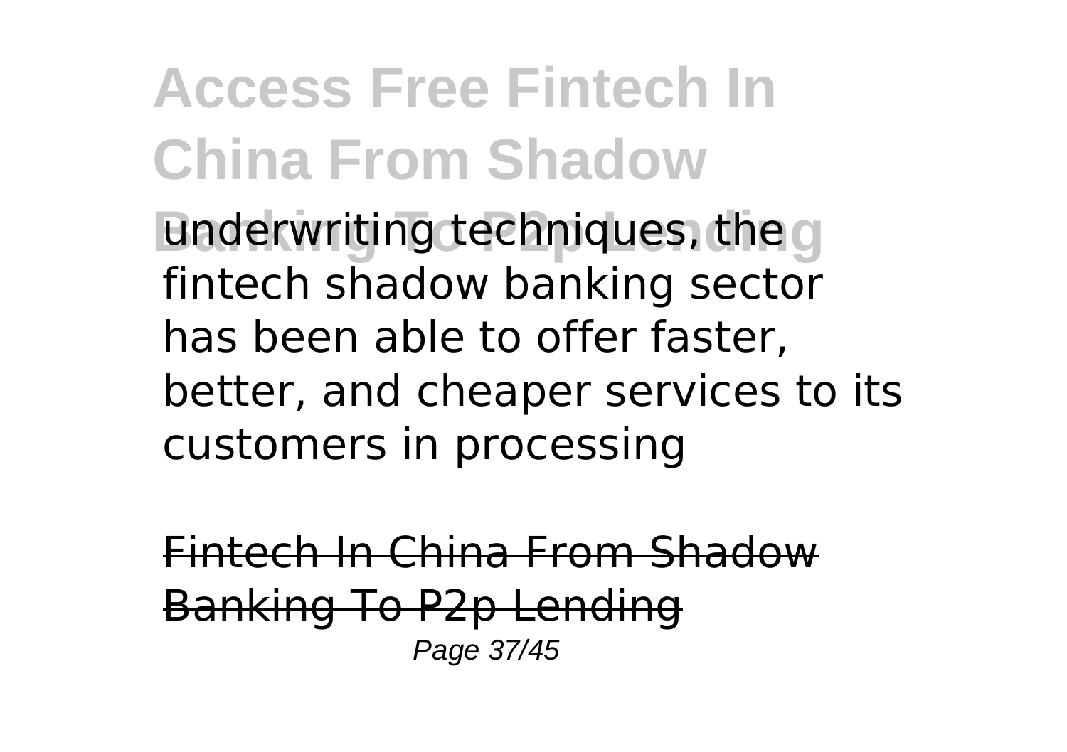underwriting techniques, the fintech shadow banking sector has been able to offer faster, better, and cheaper services to its customers in processing

~~Fintech In China From Shadow Banking To P2p Lending~~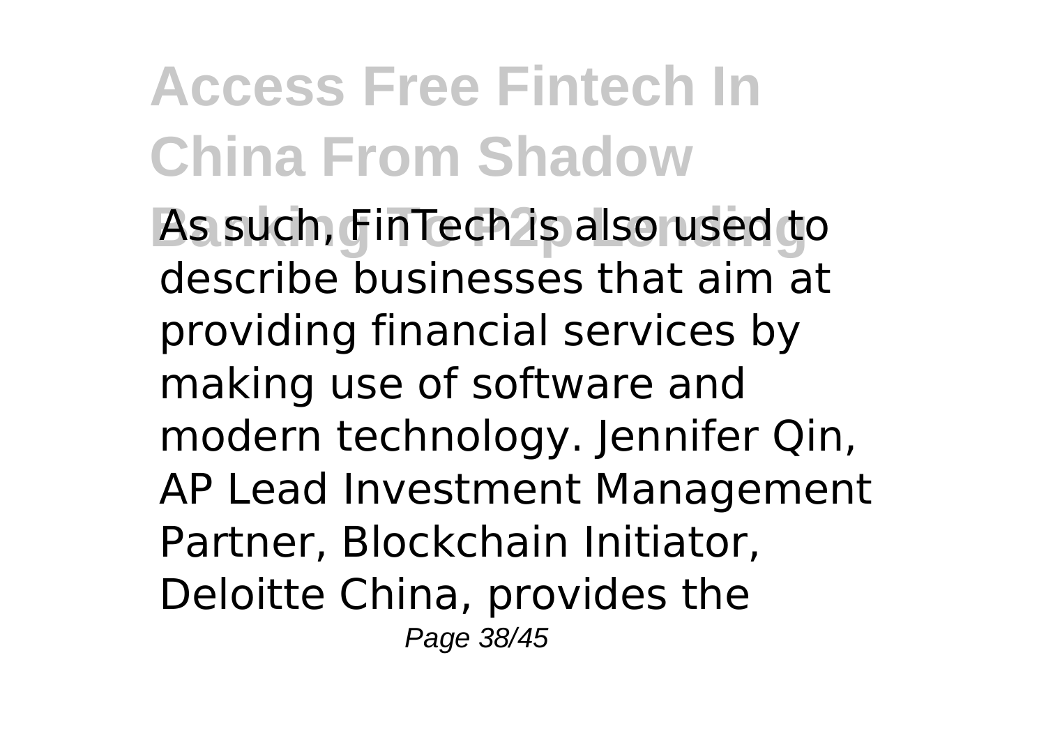As such, FinTech is also used to describe businesses that aim at providing financial services by making use of software and modern technology. Jennifer Qin, AP Lead Investment Management Partner, Blockchain Initiator, Deloitte China, provides the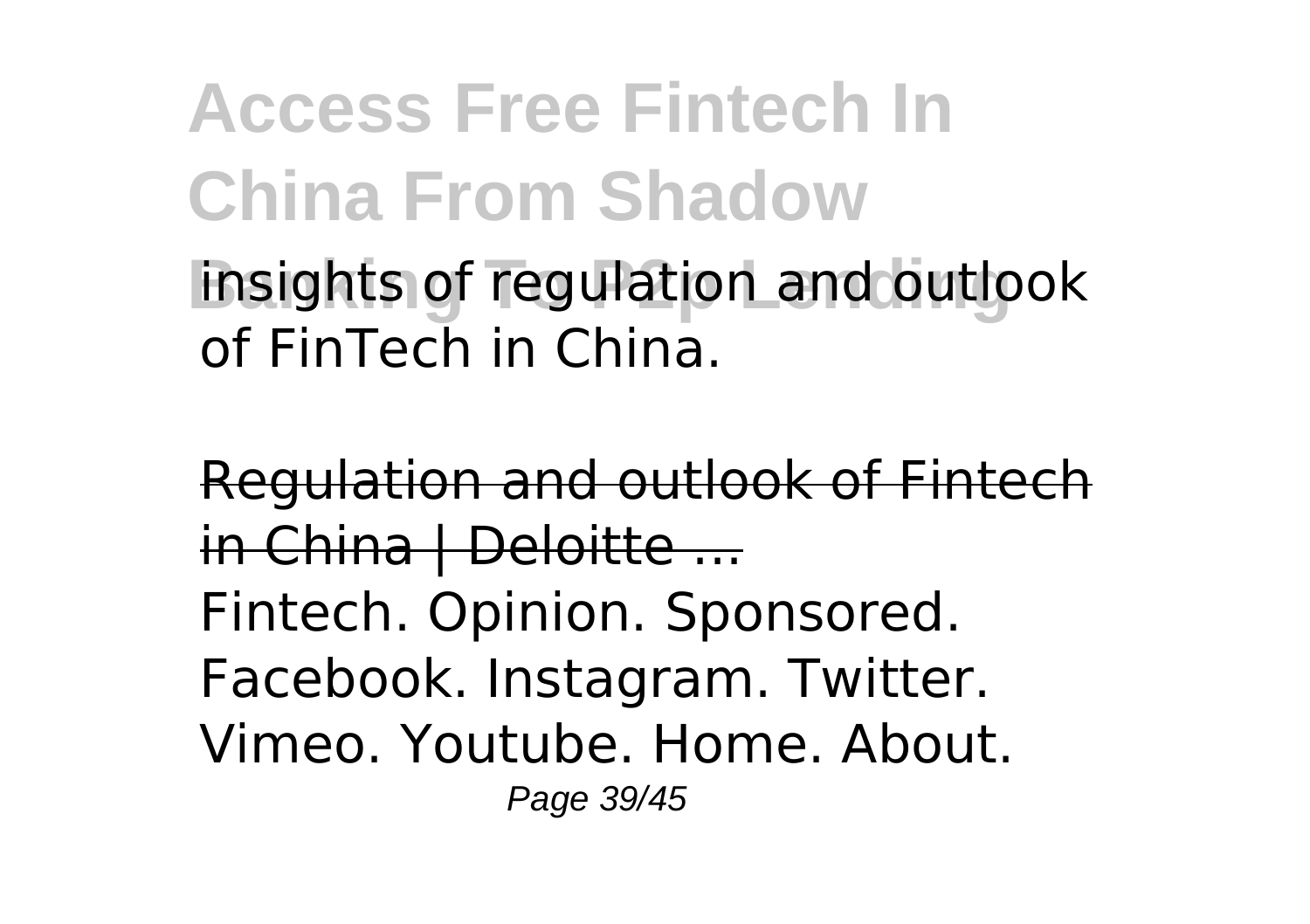insights of regulation and outlook of FinTech in China.

Regulation and outlook of Fintech in China | Deloitte ...

Fintech. Opinion. Sponsored. Facebook. Instagram. Twitter. Vimeo. Youtube. Home. About.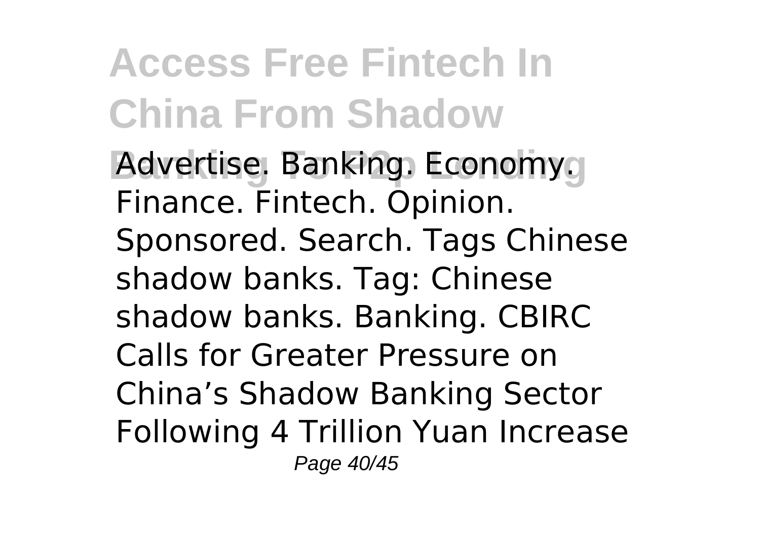Advertise. Banking. Economy. Finance. Fintech. Opinion. Sponsored. Search. Tags Chinese shadow banks. Tag: Chinese shadow banks. Banking. CBIRC Calls for Greater Pressure on China's Shadow Banking Sector Following 4 Trillion Yuan Increase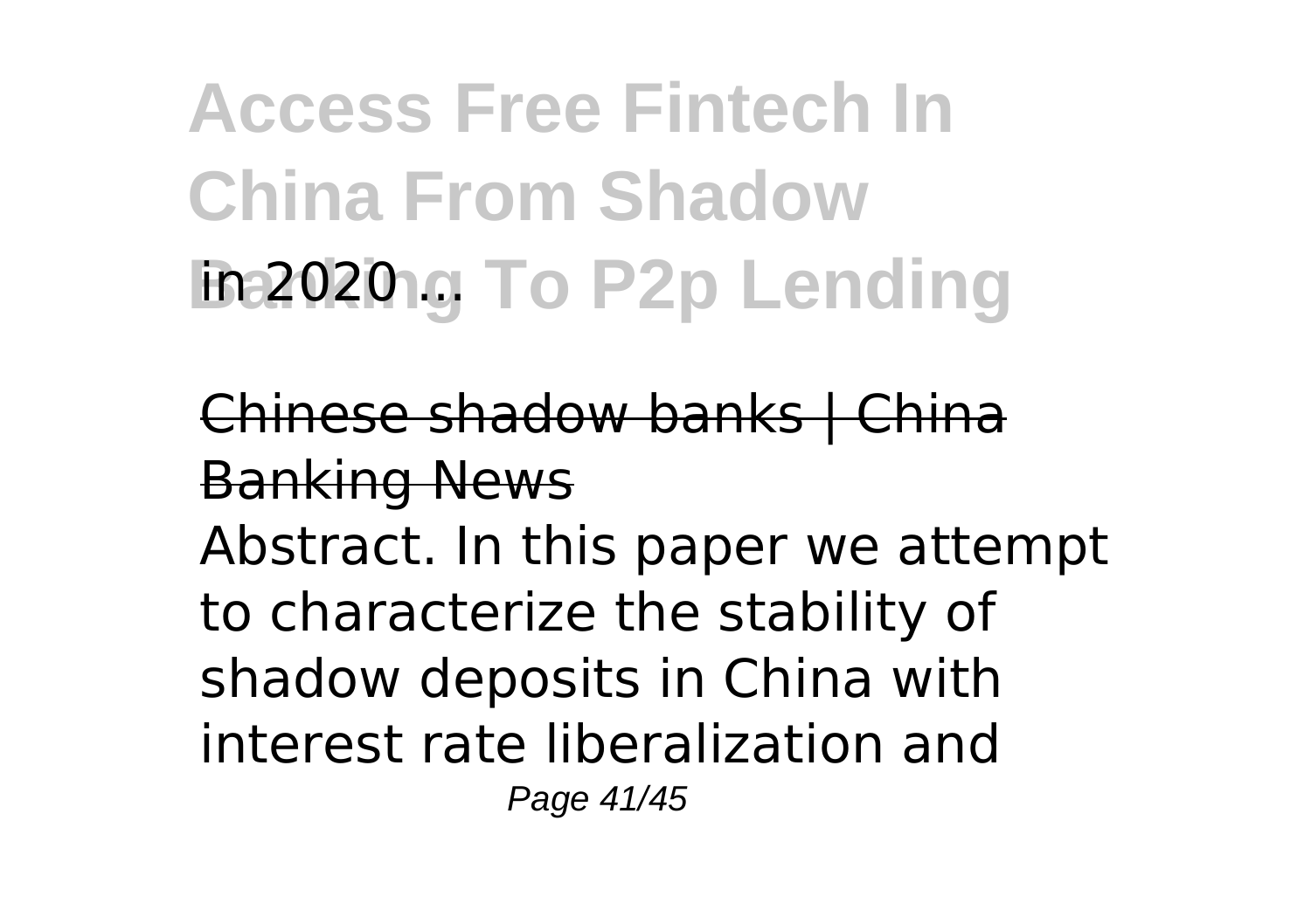in 2020 ...

Chinese shadow banks | China Banking News

Abstract. In this paper we attempt to characterize the stability of shadow deposits in China with interest rate liberalization and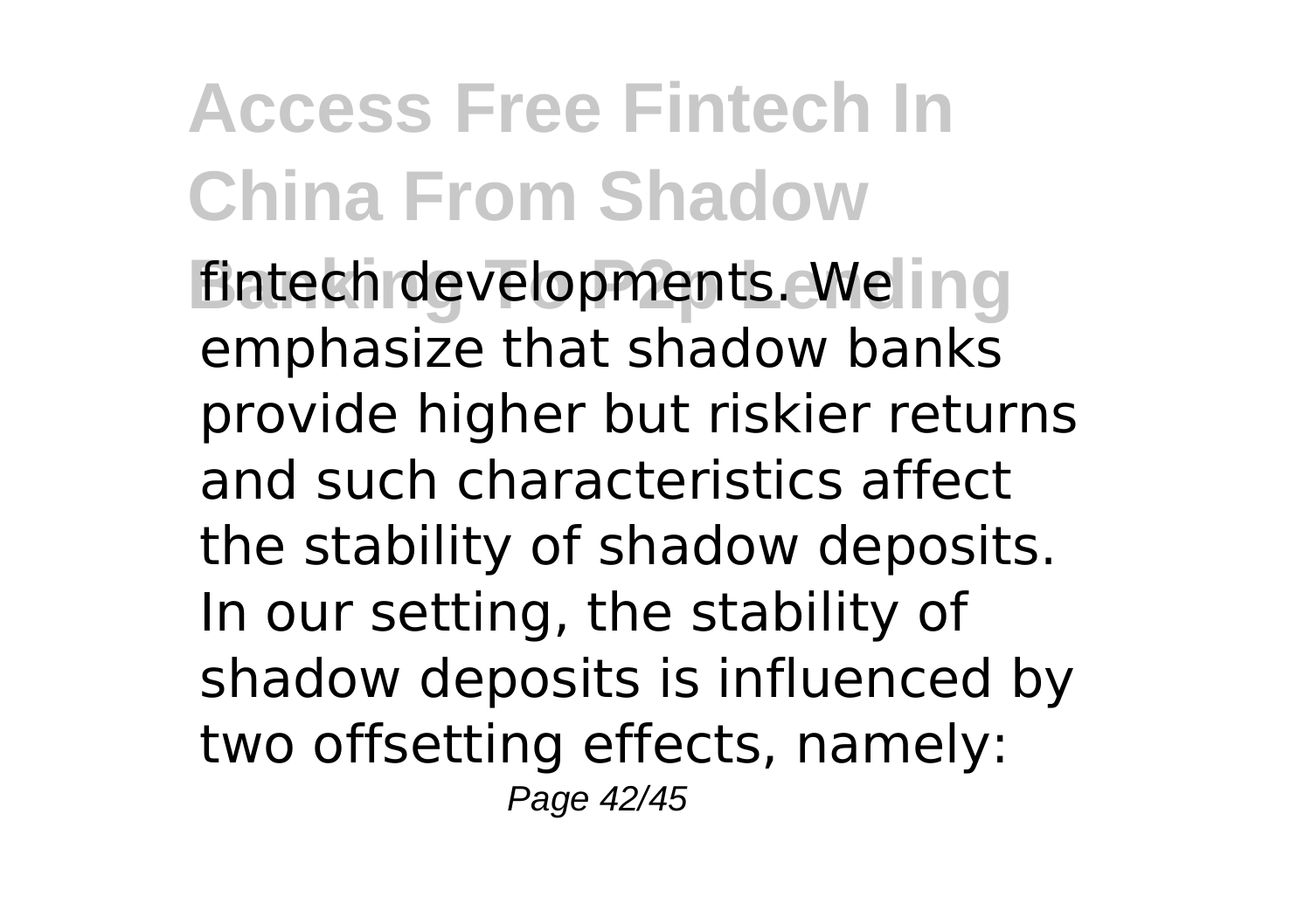fintech developments. We emphasize that shadow banks provide higher but riskier returns and such characteristics affect the stability of shadow deposits. In our setting, the stability of shadow deposits is influenced by two offsetting effects, namely: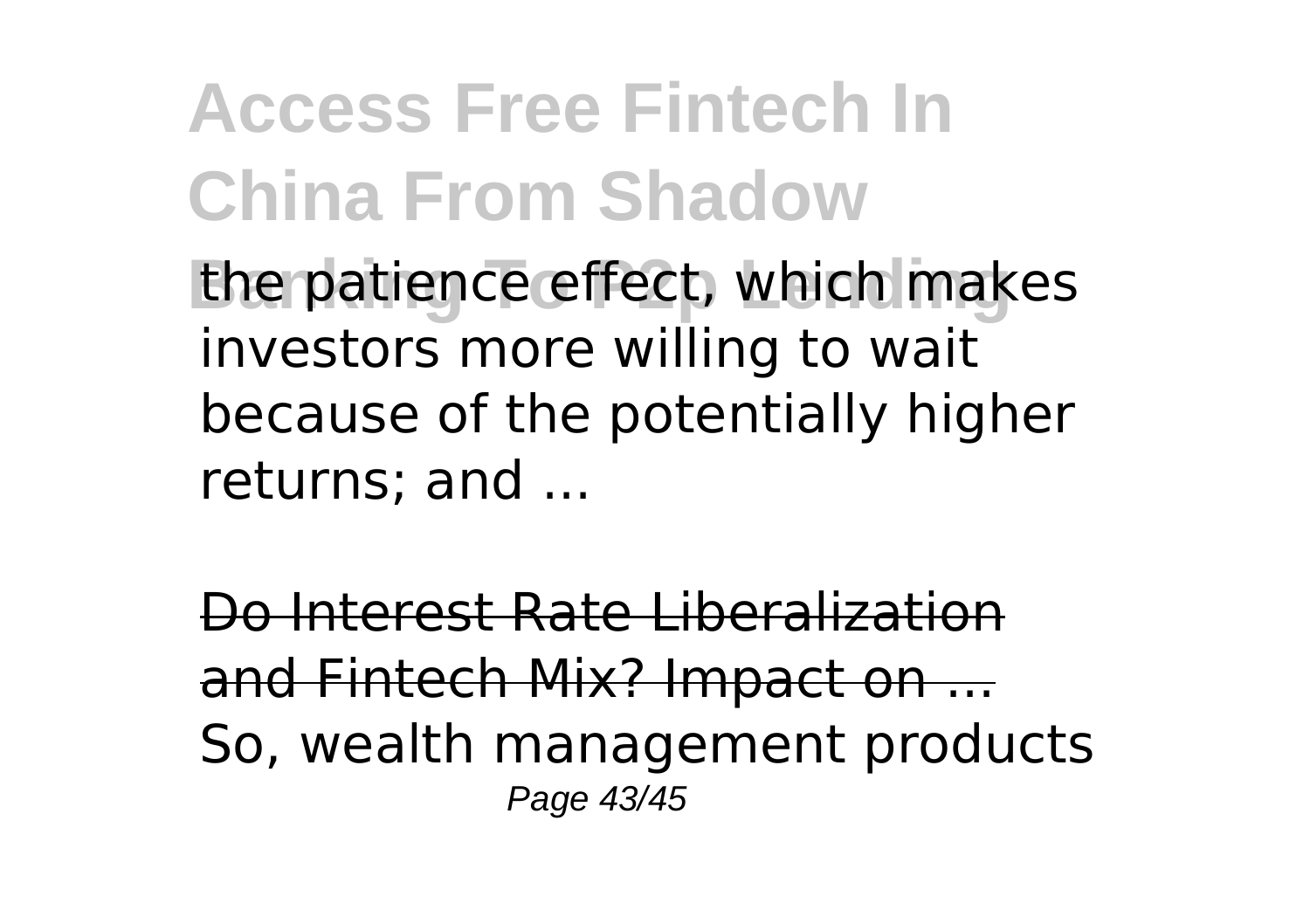the patience effect, which makes investors more willing to wait because of the potentially higher returns; and ...

Do Interest Rate Liberalization and Fintech Mix? Impact on ...

So, wealth management products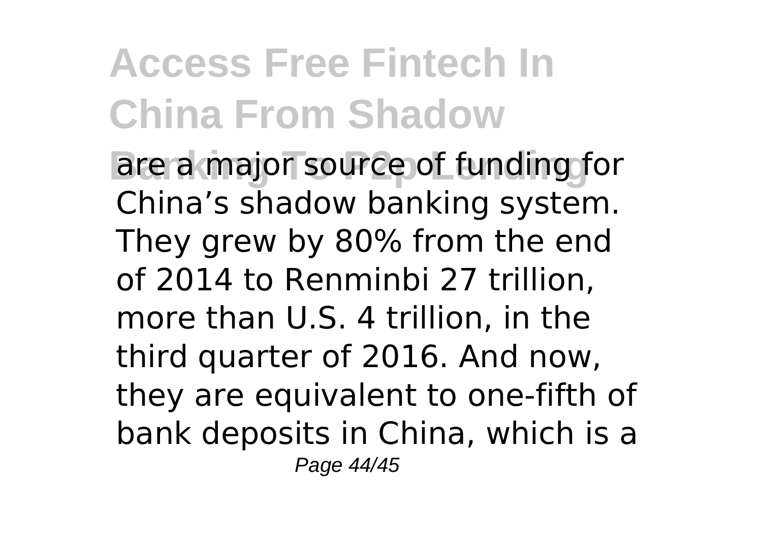are a major source of funding for China's shadow banking system. They grew by 80% from the end of 2014 to Renminbi 27 trillion, more than U.S. 4 trillion, in the third quarter of 2016. And now, they are equivalent to one-fifth of bank deposits in China, which is a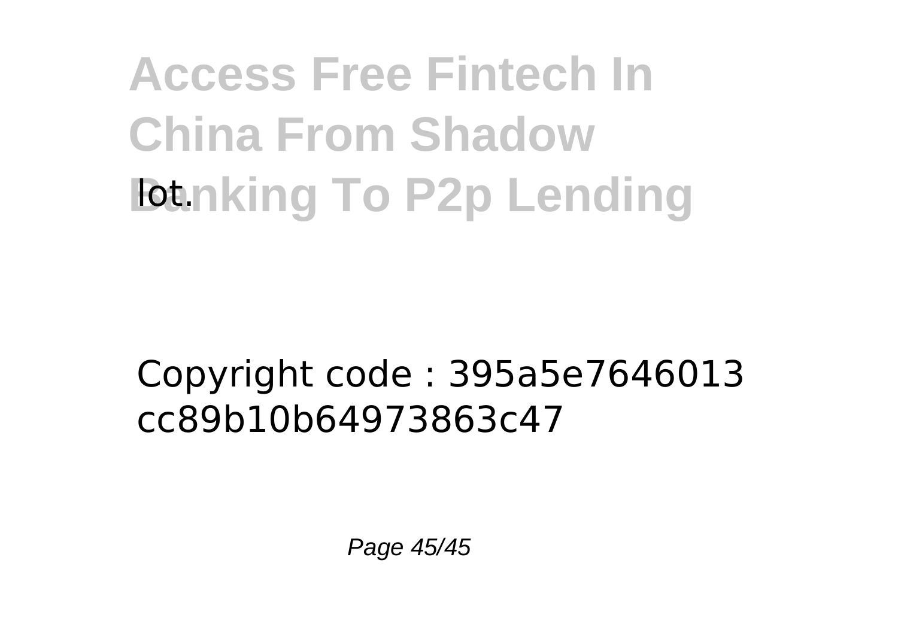lot.

Copyright code : 395a5e7646013cc89b10b64973863c47